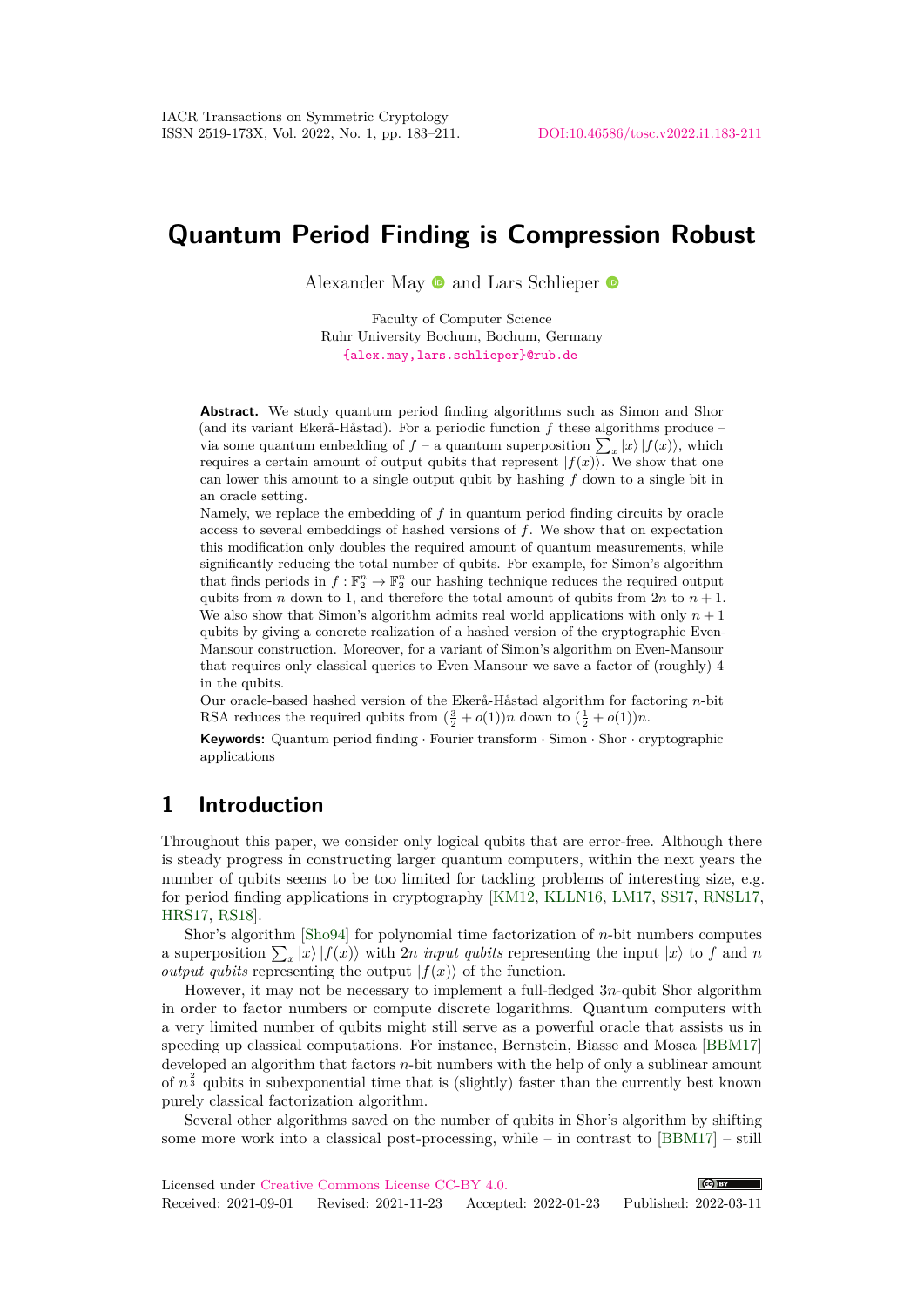# Quantum Period Finding is Compression Robust

Alexander May and Lars Schlieper

Faculty of Computer Science
Ruhr University Bochum, Bochum, Germany
{alex.may,lars.schlieper}@rub.de

**Abstract.** We study quantum period finding algorithms such as Simon and Shor (and its variant Ekerå-Håstad). For a periodic function $f$ these algorithms produce – via some quantum embedding of $f$ – a quantum superposition $\sum_x |x\rangle |f(x)\rangle$, which requires a certain amount of output qubits that represent $|f(x)\rangle$. We show that one can lower this amount to a single output qubit by hashing $f$ down to a single bit in an oracle setting.

Namely, we replace the embedding of $f$ in quantum period finding circuits by oracle access to several embeddings of hashed versions of $f$. We show that on expectation this modification only doubles the required amount of quantum measurements, while significantly reducing the total number of qubits. For example, for Simon's algorithm that finds periods in $f : \mathbb{F}_2^n \to \mathbb{F}_2^n$ our hashing technique reduces the required output qubits from $n$ down to 1, and therefore the total amount of qubits from $2n$ to $n+1$. We also show that Simon's algorithm admits real world applications with only $n+1$ qubits by giving a concrete realization of a hashed version of the cryptographic Even-Mansour construction. Moreover, for a variant of Simon's algorithm on Even-Mansour that requires only classical queries to Even-Mansour we save a factor of (roughly) 4 in the qubits.

Our oracle-based hashed version of the Ekerå-Håstad algorithm for factoring $n$-bit RSA reduces the required qubits from $(\frac{3}{2} + o(1))n$ down to $(\frac{1}{2} + o(1))n$.

**Keywords:** Quantum period finding · Fourier transform · Simon · Shor · cryptographic applications

## 1 Introduction

Throughout this paper, we consider only logical qubits that are error-free. Although there is steady progress in constructing larger quantum computers, within the next years the number of qubits seems to be too limited for tackling problems of interesting size, e.g. for period finding applications in cryptography [KM12, KLLN16, LM17, SS17, RNSL17, HRS17, RS18].

Shor's algorithm [Sho94] for polynomial time factorization of $n$-bit numbers computes a superposition $\sum_x |x\rangle |f(x)\rangle$ with $2n$ *input qubits* representing the input $|x\rangle$ to $f$ and $n$ *output qubits* representing the output $|f(x)\rangle$ of the function.

However, it may not be necessary to implement a full-fledged $3n$-qubit Shor algorithm in order to factor numbers or compute discrete logarithms. Quantum computers with a very limited number of qubits might still serve as a powerful oracle that assists us in speeding up classical computations. For instance, Bernstein, Biasse and Mosca [BBM17] developed an algorithm that factors $n$-bit numbers with the help of only a sublinear amount of $n^{\frac{2}{3}}$ qubits in subexponential time that is (slightly) faster than the currently best known purely classical factorization algorithm.

Several other algorithms saved on the number of qubits in Shor's algorithm by shifting some more work into a classical post-processing, while – in contrast to [BBM17] – still

Licensed under Creative Commons License CC-BY 4.0.
Received: 2021-09-01 Revised: 2021-11-23 Accepted: 2022-01-23 Published: 2022-03-11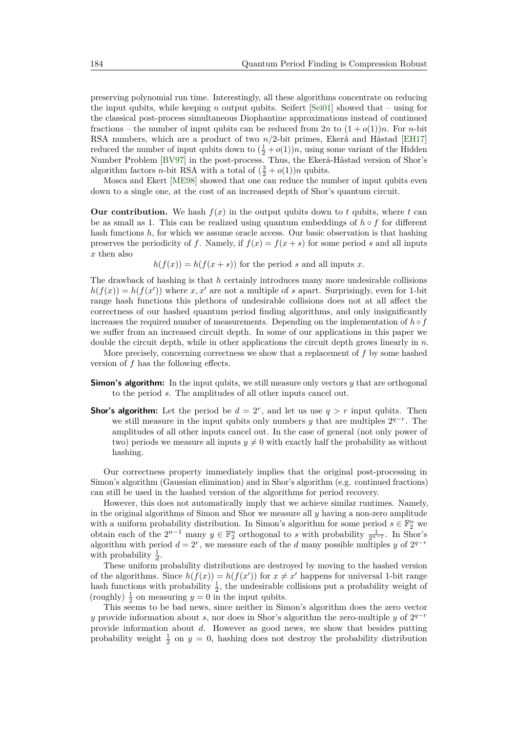preserving polynomial run time. Interestingly, all these algorithms concentrate on reducing the input qubits, while keeping $n$ output qubits. Seifert [Sei01] showed that – using for the classical post-process simultaneous Diophantine approximations instead of continued fractions – the number of input qubits can be reduced from $2n$ to $(1+o(1))n$. For $n$-bit RSA numbers, which are a product of two $n/2$-bit primes, Ekerå and Håstad [EH17] reduced the number of input qubits down to $(\frac{1}{2}+o(1))n$, using some variant of the Hidden Number Problem [BV97] in the post-process. Thus, the Ekerå-Håstad version of Shor's algorithm factors $n$-bit RSA with a total of $(\frac{3}{2}+o(1))n$ qubits.

Mosca and Ekert [ME98] showed that one can reduce the number of input qubits even down to a single one, at the cost of an increased depth of Shor's quantum circuit.

**Our contribution.** We hash $f(x)$ in the output qubits down to $t$ qubits, where $t$ can be as small as 1. This can be realized using quantum embeddings of $h \circ f$ for different hash functions $h$, for which we assume oracle access. Our basic observation is that hashing preserves the periodicity of $f$. Namely, if $f(x) = f(x+s)$ for some period $s$ and all inputs $x$ then also

$$h(f(x)) = h(f(x+s)) \text{ for the period } s \text{ and all inputs } x.$$

The drawback of hashing is that $h$ certainly introduces many more undesirable collisions $h(f(x)) = h(f(x'))$ where $x, x'$ are not a multiple of $s$ apart. Surprisingly, even for 1-bit range hash functions this plethora of undesirable collisions does not at all affect the correctness of our hashed quantum period finding algorithms, and only insignificantly increases the required number of measurements. Depending on the implementation of $h \circ f$ we suffer from an increased circuit depth. In some of our applications in this paper we double the circuit depth, while in other applications the circuit depth grows linearly in $n$.

More precisely, concerning correctness we show that a replacement of $f$ by some hashed version of $f$ has the following effects.

**Simon's algorithm:** In the input qubits, we still measure only vectors $y$ that are orthogonal to the period $s$. The amplitudes of all other inputs cancel out.

**Shor's algorithm:** Let the period be $d = 2^r$, and let us use $q > r$ input qubits. Then we still measure in the input qubits only numbers $y$ that are multiples $2^{q-r}$. The amplitudes of all other inputs cancel out. In the case of general (not only power of two) periods we measure all inputs $y \neq 0$ with exactly half the probability as without hashing.

Our correctness property immediately implies that the original post-processing in Simon's algorithm (Gaussian elimination) and in Shor's algorithm (e.g. continued fractions) can still be used in the hashed version of the algorithms for period recovery.

However, this does not automatically imply that we achieve similar runtimes. Namely, in the original algorithms of Simon and Shor we measure all $y$ having a non-zero amplitude with a uniform probability distribution. In Simon's algorithm for some period $s \in \mathbb{F}_2^n$ we obtain each of the $2^{n-1}$ many $y \in \mathbb{F}_2^n$ orthogonal to $s$ with probability $\frac{1}{2^{n-1}}$. In Shor's algorithm with period $d = 2^r$, we measure each of the $d$ many possible multiples $y$ of $2^{q-r}$ with probability $\frac{1}{d}$.

These uniform probability distributions are destroyed by moving to the hashed version of the algorithms. Since $h(f(x)) = h(f(x'))$ for $x \neq x'$ happens for universal 1-bit range hash functions with probability $\frac{1}{2}$, the undesirable collisions put a probability weight of (roughly) $\frac{1}{2}$ on measuring $y = 0$ in the input qubits.

This seems to be bad news, since neither in Simon's algorithm does the zero vector $y$ provide information about $s$, nor does in Shor's algorithm the zero-multiple $y$ of $2^{q-r}$ provide information about $d$. However as good news, we show that besides putting probability weight $\frac{1}{2}$ on $y = 0$, hashing does not destroy the probability distribution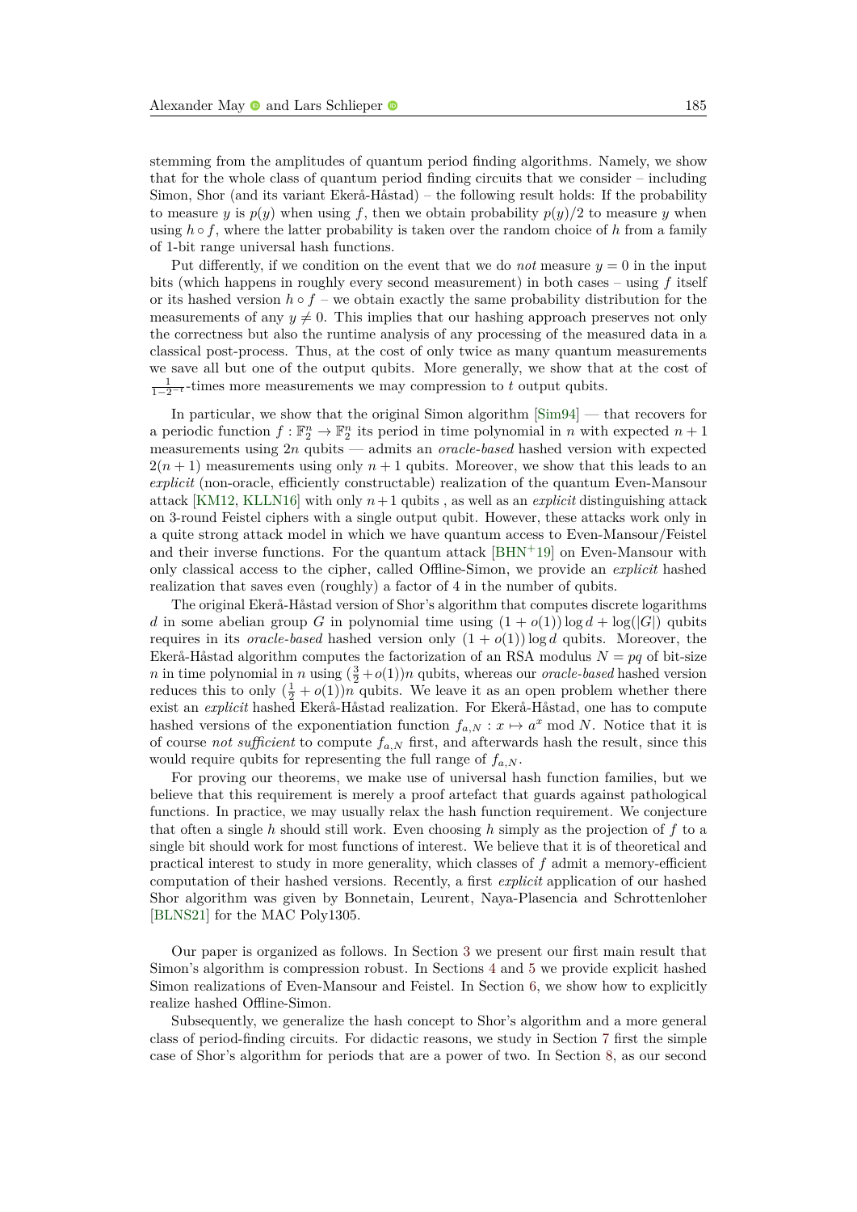stemming from the amplitudes of quantum period finding algorithms. Namely, we show that for the whole class of quantum period finding circuits that we consider – including Simon, Shor (and its variant Ekerå-Håstad) – the following result holds: If the probability to measure $y$ is $p(y)$ when using $f$, then we obtain probability $p(y)/2$ to measure $y$ when using $h \circ f$, where the latter probability is taken over the random choice of $h$ from a family of 1-bit range universal hash functions.

Put differently, if we condition on the event that we do *not* measure $y = 0$ in the input bits (which happens in roughly every second measurement) in both cases – using $f$ itself or its hashed version $h \circ f$ – we obtain exactly the same probability distribution for the measurements of any $y \neq 0$. This implies that our hashing approach preserves not only the correctness but also the runtime analysis of any processing of the measured data in a classical post-process. Thus, at the cost of only twice as many quantum measurements we save all but one of the output qubits. More generally, we show that at the cost of $\frac{1}{1-2^{-t}}$-times more measurements we may compression to $t$ output qubits.

In particular, we show that the original Simon algorithm [Sim94] — that recovers for a periodic function $f : \mathbb{F}_2^n \to \mathbb{F}_2^n$ its period in time polynomial in $n$ with expected $n + 1$ measurements using $2n$ qubits — admits an *oracle-based* hashed version with expected $2(n + 1)$ measurements using only $n + 1$ qubits. Moreover, we show that this leads to an *explicit* (non-oracle, efficiently constructable) realization of the quantum Even-Mansour attack [KM12, KLLN16] with only $n+1$ qubits , as well as an *explicit* distinguishing attack on 3-round Feistel ciphers with a single output qubit. However, these attacks work only in a quite strong attack model in which we have quantum access to Even-Mansour/Feistel and their inverse functions. For the quantum attack [BHN+19] on Even-Mansour with only classical access to the cipher, called Offline-Simon, we provide an *explicit* hashed realization that saves even (roughly) a factor of 4 in the number of qubits.

The original Ekerå-Håstad version of Shor's algorithm that computes discrete logarithms $d$ in some abelian group $G$ in polynomial time using $(1 + o(1)) \log d + \log(|G|)$ qubits requires in its *oracle-based* hashed version only $(1 + o(1)) \log d$ qubits. Moreover, the Ekerå-Håstad algorithm computes the factorization of an RSA modulus $N = pq$ of bit-size $n$ in time polynomial in $n$ using $(\frac{3}{2} + o(1))n$ qubits, whereas our *oracle-based* hashed version reduces this to only $(\frac{1}{2} + o(1))n$ qubits. We leave it as an open problem whether there exist an *explicit* hashed Ekerå-Håstad realization. For Ekerå-Håstad, one has to compute hashed versions of the exponentiation function $f_{a,N} : x \mapsto a^x \bmod N$. Notice that it is of course *not sufficient* to compute $f_{a,N}$ first, and afterwards hash the result, since this would require qubits for representing the full range of $f_{a,N}$.

For proving our theorems, we make use of universal hash function families, but we believe that this requirement is merely a proof artefact that guards against pathological functions. In practice, we may usually relax the hash function requirement. We conjecture that often a single $h$ should still work. Even choosing $h$ simply as the projection of $f$ to a single bit should work for most functions of interest. We believe that it is of theoretical and practical interest to study in more generality, which classes of $f$ admit a memory-efficient computation of their hashed versions. Recently, a first *explicit* application of our hashed Shor algorithm was given by Bonnetain, Leurent, Naya-Plasencia and Schrottenloher [BLNS21] for the MAC Poly1305.

Our paper is organized as follows. In Section 3 we present our first main result that Simon's algorithm is compression robust. In Sections 4 and 5 we provide explicit hashed Simon realizations of Even-Mansour and Feistel. In Section 6, we show how to explicitly realize hashed Offline-Simon.

Subsequently, we generalize the hash concept to Shor's algorithm and a more general class of period-finding circuits. For didactic reasons, we study in Section 7 first the simple case of Shor's algorithm for periods that are a power of two. In Section 8, as our second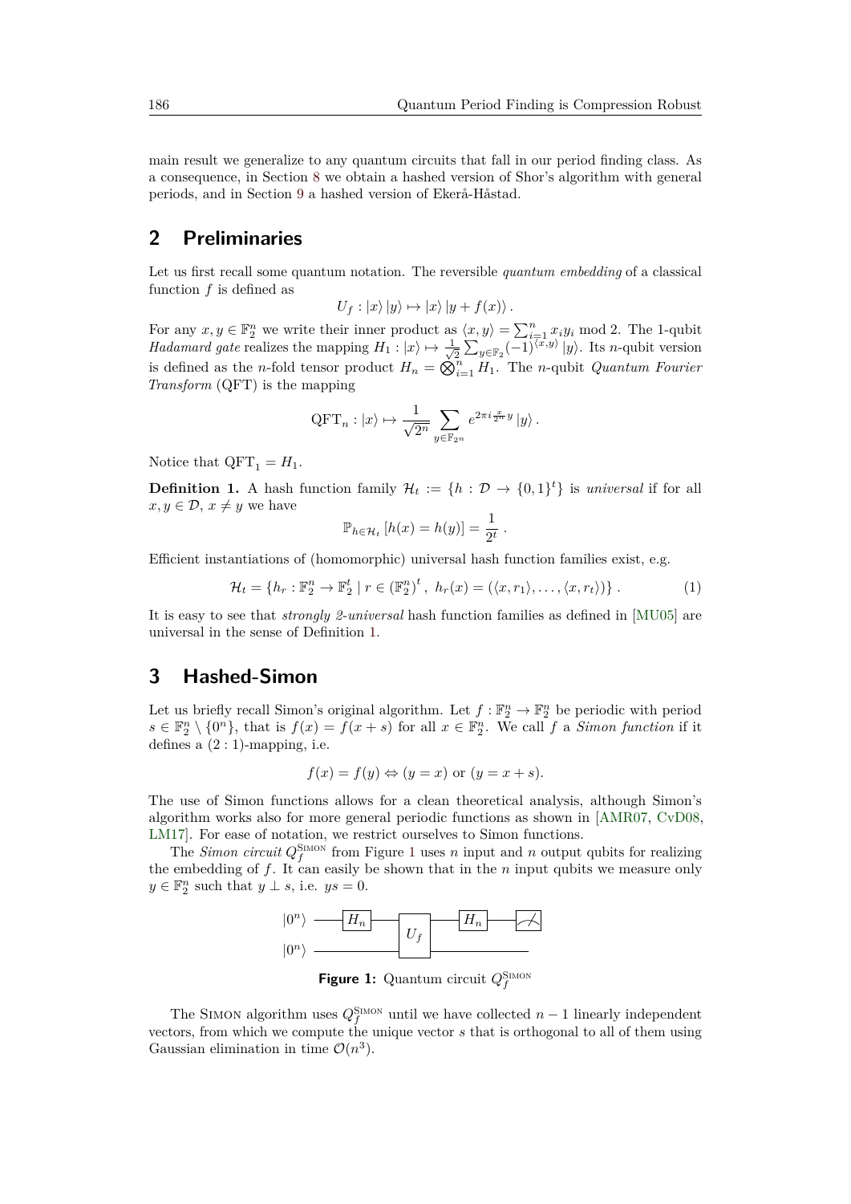main result we generalize to any quantum circuits that fall in our period finding class. As a consequence, in Section 8 we obtain a hashed version of Shor's algorithm with general periods, and in Section 9 a hashed version of Ekerå-Håstad.

## 2 Preliminaries

Let us first recall some quantum notation. The reversible *quantum embedding* of a classical function $f$ is defined as

$$U_f : |x\rangle |y\rangle \mapsto |x\rangle |y + f(x)\rangle .$$

For any $x, y \in \mathbb{F}_2^n$ we write their inner product as $\langle x, y\rangle = \sum_{i=1}^n x_i y_i \bmod 2$. The 1-qubit *Hadamard gate* realizes the mapping $H_1 : |x\rangle \mapsto \frac{1}{\sqrt{2}} \sum_{y \in \mathbb{F}_2} (-1)^{\langle x,y\rangle} |y\rangle$. Its $n$-qubit version is defined as the $n$-fold tensor product $H_n = \bigotimes_{i=1}^n H_1$. The $n$-qubit *Quantum Fourier Transform* (QFT) is the mapping

$$\mathrm{QFT}_n : |x\rangle \mapsto \frac{1}{\sqrt{2^n}} \sum_{y \in \mathbb{F}_{2^n}} e^{2\pi i \frac{x}{2^n} y} |y\rangle .$$

Notice that $\mathrm{QFT}_1 = H_1$.

**Definition 1.** A hash function family $\mathcal{H}_t := \{h : \mathcal{D} \to \{0,1\}^t\}$ is *universal* if for all $x, y \in \mathcal{D}$, $x \neq y$ we have

$$\mathbb{P}_{h \in \mathcal{H}_t} [h(x) = h(y)] = \frac{1}{2^t} .$$

Efficient instantiations of (homomorphic) universal hash function families exist, e.g.

$$\mathcal{H}_t = \{h_r : \mathbb{F}_2^n \to \mathbb{F}_2^t \mid r \in (\mathbb{F}_2^n)^t ,\ h_r(x) = (\langle x, r_1\rangle, \ldots, \langle x, r_t\rangle)\} . \tag{1}$$

It is easy to see that *strongly 2-universal* hash function families as defined in [MU05] are universal in the sense of Definition 1.

## 3 Hashed-Simon

Let us briefly recall Simon's original algorithm. Let $f : \mathbb{F}_2^n \to \mathbb{F}_2^n$ be periodic with period $s \in \mathbb{F}_2^n \setminus \{0^n\}$, that is $f(x) = f(x+s)$ for all $x \in \mathbb{F}_2^n$. We call $f$ a *Simon function* if it defines a $(2:1)$-mapping, i.e.

$$f(x) = f(y) \Leftrightarrow (y = x) \text{ or } (y = x + s).$$

The use of Simon functions allows for a clean theoretical analysis, although Simon's algorithm works also for more general periodic functions as shown in [AMR07, CvD08, LM17]. For ease of notation, we restrict ourselves to Simon functions.

The *Simon circuit* $Q_f^{\textsc{Simon}}$ from Figure 1 uses $n$ input and $n$ output qubits for realizing the embedding of $f$. It can easily be shown that in the $n$ input qubits we measure only $y \in \mathbb{F}_2^n$ such that $y \perp s$, i.e. $ys = 0$.

**Figure 1:** Quantum circuit $Q_f^{\textsc{Simon}}$

The Simon algorithm uses $Q_f^{\textsc{Simon}}$ until we have collected $n-1$ linearly independent vectors, from which we compute the unique vector $s$ that is orthogonal to all of them using Gaussian elimination in time $\mathcal{O}(n^3)$.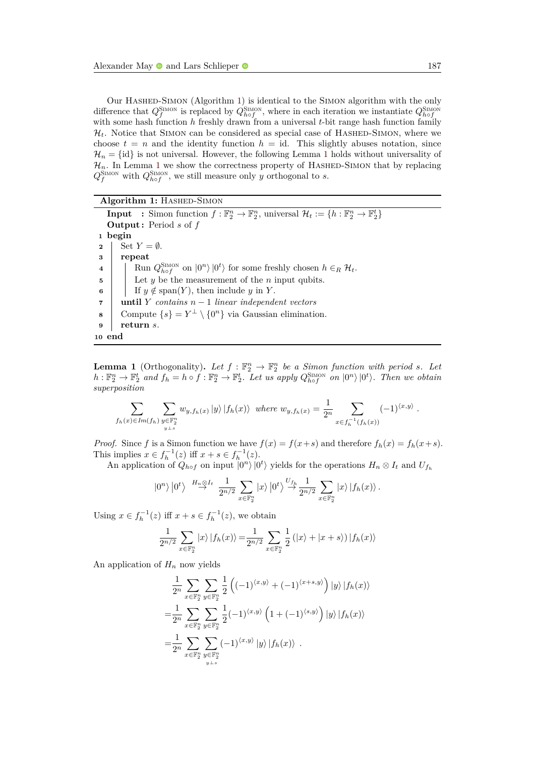Our Hashed-Simon (Algorithm 1) is identical to the Simon algorithm with the only difference that $Q_f^{\text{Simon}}$ is replaced by $Q_{h\circ f}^{\text{Simon}}$, where in each iteration we instantiate $Q_{h\circ f}^{\text{Simon}}$ with some hash function $h$ freshly drawn from a universal $t$-bit range hash function family $\mathcal{H}_t$. Notice that Simon can be considered as special case of Hashed-Simon, where we choose $t = n$ and the identity function $h = \text{id}$. This slightly abuses notation, since $\mathcal{H}_n = \{\text{id}\}$ is not universal. However, the following Lemma 1 holds without universality of $\mathcal{H}_n$. In Lemma 1 we show the correctness property of Hashed-Simon that by replacing $Q_f^{\text{Simon}}$ with $Q_{h\circ f}^{\text{Simon}}$, we still measure only $y$ orthogonal to $s$.

**Algorithm 1:** Hashed-Simon

```
   Input  : Simon function f : F_2^n → F_2^n, universal H_t := {h : F_2^n → F_2^t}
   Output : Period s of f
 1 begin
 2   Set Y = ∅.
 3   repeat
 4     Run Q_{h∘f}^{SIMON} on |0^n⟩|0^t⟩ for some freshly chosen h ∈_R H_t.
 5     Let y be the measurement of the n input qubits.
 6     If y ∉ span(Y), then include y in Y.
 7   until Y contains n − 1 linear independent vectors
 8   Compute {s} = Y^⊥ \ {0^n} via Gaussian elimination.
 9   return s.
10 end
```

**Lemma 1** (Orthogonality)**.** *Let $f : \mathbb{F}_2^n \to \mathbb{F}_2^n$ be a Simon function with period $s$. Let $h : \mathbb{F}_2^n \to \mathbb{F}_2^t$ and $f_h = h \circ f : \mathbb{F}_2^n \to \mathbb{F}_2^t$. Let us apply $Q_{h\circ f}^{\text{Simon}}$ on $|0^n\rangle\,|0^t\rangle$. Then we obtain superposition*

$$\sum_{f_h(x)\in Im(f_h)} \sum_{\substack{y\in\mathbb{F}_2^n \\ y\perp s}} w_{y,f_h(x)}\,|y\rangle\,|f_h(x)\rangle \quad \textit{where } w_{y,f_h(x)} = \frac{1}{2^n} \sum_{x\in f_h^{-1}(f_h(x))} (-1)^{\langle x,y\rangle}\ .$$

*Proof.* Since $f$ is a Simon function we have $f(x) = f(x+s)$ and therefore $f_h(x) = f_h(x+s)$. This implies $x \in f_h^{-1}(z)$ iff $x + s \in f_h^{-1}(z)$.

An application of $Q_{h\circ f}$ on input $|0^n\rangle\,|0^t\rangle$ yields for the operations $H_n \otimes I_t$ and $U_{f_h}$

$$|0^n\rangle\,|0^t\rangle \overset{H_n\otimes I_t}{\to} \frac{1}{2^{n/2}} \sum_{x\in\mathbb{F}_2^n} |x\rangle\,|0^t\rangle \overset{U_{f_h}}{\to} \frac{1}{2^{n/2}} \sum_{x\in\mathbb{F}_2^n} |x\rangle\,|f_h(x)\rangle\,.$$

Using $x \in f_h^{-1}(z)$ iff $x + s \in f_h^{-1}(z)$, we obtain

$$\frac{1}{2^{n/2}} \sum_{x\in\mathbb{F}_2^n} |x\rangle\,|f_h(x)\rangle = \frac{1}{2^{n/2}} \sum_{x\in\mathbb{F}_2^n} \frac{1}{2}\left(|x\rangle + |x+s\rangle\right)|f_h(x)\rangle$$

An application of $H_n$ now yields

$$\begin{aligned}
&\frac{1}{2^n} \sum_{x\in\mathbb{F}_2^n} \sum_{y\in\mathbb{F}_2^n} \frac{1}{2}\left((-1)^{\langle x,y\rangle} + (-1)^{\langle x+s,y\rangle}\right)|y\rangle\,|f_h(x)\rangle \\
=&\frac{1}{2^n} \sum_{x\in\mathbb{F}_2^n} \sum_{y\in\mathbb{F}_2^n} \frac{1}{2}(-1)^{\langle x,y\rangle}\left(1 + (-1)^{\langle s,y\rangle}\right)|y\rangle\,|f_h(x)\rangle \\
=&\frac{1}{2^n} \sum_{x\in\mathbb{F}_2^n} \sum_{\substack{y\in\mathbb{F}_2^n \\ y\perp s}} (-1)^{\langle x,y\rangle}\,|y\rangle\,|f_h(x)\rangle\ .
\end{aligned}$$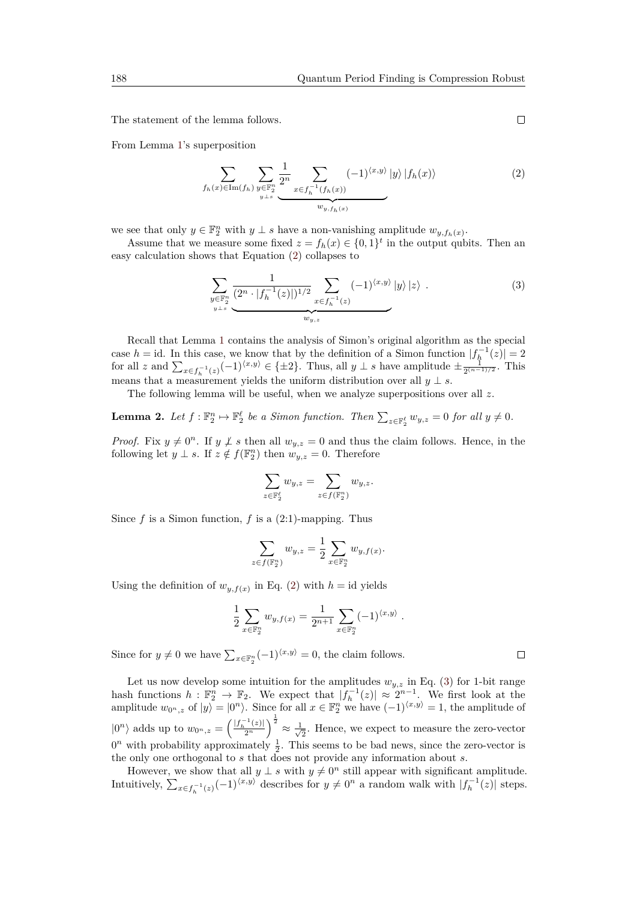The statement of the lemma follows. ◻

From Lemma 1's superposition

$$\sum_{f_h(x)\in \mathrm{Im}(f_h)} \sum_{\substack{y\in\mathbb{F}_2^n \\ y\perp s}} \underbrace{\frac{1}{2^n} \sum_{x\in f_h^{-1}(f_h(x))} (-1)^{\langle x,y\rangle}}_{w_{y,f_h(x)}} |y\rangle |f_h(x)\rangle \tag{2}$$

we see that only $y \in \mathbb{F}_2^n$ with $y \perp s$ have a non-vanishing amplitude $w_{y,f_h(x)}$.

Assume that we measure some fixed $z = f_h(x) \in \{0,1\}^t$ in the output qubits. Then an easy calculation shows that Equation (2) collapses to

$$\sum_{\substack{y\in\mathbb{F}_2^n \\ y\perp s}} \underbrace{\frac{1}{(2^n \cdot |f_h^{-1}(z)|)^{1/2}} \sum_{x\in f_h^{-1}(z)} (-1)^{\langle x,y\rangle}}_{w_{y,z}} |y\rangle |z\rangle \ . \tag{3}$$

Recall that Lemma 1 contains the analysis of Simon's original algorithm as the special case $h = \mathrm{id}$. In this case, we know that by the definition of a Simon function $|f_h^{-1}(z)| = 2$ for all $z$ and $\sum_{x\in f_h^{-1}(z)} (-1)^{\langle x,y\rangle} \in \{\pm 2\}$. Thus, all $y \perp s$ have amplitude $\pm\frac{1}{2^{(n-1)/2}}$. This means that a measurement yields the uniform distribution over all $y \perp s$.

The following lemma will be useful, when we analyze superpositions over all $z$.

**Lemma 2.** *Let $f : \mathbb{F}_2^n \mapsto \mathbb{F}_2^\ell$ be a Simon function. Then $\sum_{z\in\mathbb{F}_2^\ell} w_{y,z} = 0$ for all $y \neq 0$.*

*Proof.* Fix $y \neq 0^n$. If $y \not\perp s$ then all $w_{y,z} = 0$ and thus the claim follows. Hence, in the following let $y \perp s$. If $z \notin f(\mathbb{F}_2^n)$ then $w_{y,z} = 0$. Therefore

$$\sum_{z\in\mathbb{F}_2^\ell} w_{y,z} = \sum_{z\in f(\mathbb{F}_2^n)} w_{y,z}.$$

Since $f$ is a Simon function, $f$ is a (2:1)-mapping. Thus

$$\sum_{z\in f(\mathbb{F}_2^n)} w_{y,z} = \frac{1}{2} \sum_{x\in\mathbb{F}_2^n} w_{y,f(x)}.$$

Using the definition of $w_{y,f(x)}$ in Eq. (2) with $h = \mathrm{id}$ yields

$$\frac{1}{2} \sum_{x\in\mathbb{F}_2^n} w_{y,f(x)} = \frac{1}{2^{n+1}} \sum_{x\in\mathbb{F}_2^n} (-1)^{\langle x,y\rangle} \ .$$

Since for $y \neq 0$ we have $\sum_{x\in\mathbb{F}_2^n} (-1)^{\langle x,y\rangle} = 0$, the claim follows. ◻

Let us now develop some intuition for the amplitudes $w_{y,z}$ in Eq. (3) for 1-bit range hash functions $h : \mathbb{F}_2^n \to \mathbb{F}_2$. We expect that $|f_h^{-1}(z)| \approx 2^{n-1}$. We first look at the amplitude $w_{0^n,z}$ of $|y\rangle = |0^n\rangle$. Since for all $x \in \mathbb{F}_2^n$ we have $(-1)^{\langle x,y\rangle} = 1$, the amplitude of $|0^n\rangle$ adds up to $w_{0^n,z} = \left(\frac{|f_h^{-1}(z)|}{2^n}\right)^{\frac{1}{2}} \approx \frac{1}{\sqrt{2}}$. Hence, we expect to measure the zero-vector $0^n$ with probability approximately $\frac{1}{2}$. This seems to be bad news, since the zero-vector is the only one orthogonal to $s$ that does not provide any information about $s$.

However, we show that all $y \perp s$ with $y \neq 0^n$ still appear with significant amplitude. Intuitively, $\sum_{x\in f_h^{-1}(z)} (-1)^{\langle x,y\rangle}$ describes for $y \neq 0^n$ a random walk with $|f_h^{-1}(z)|$ steps.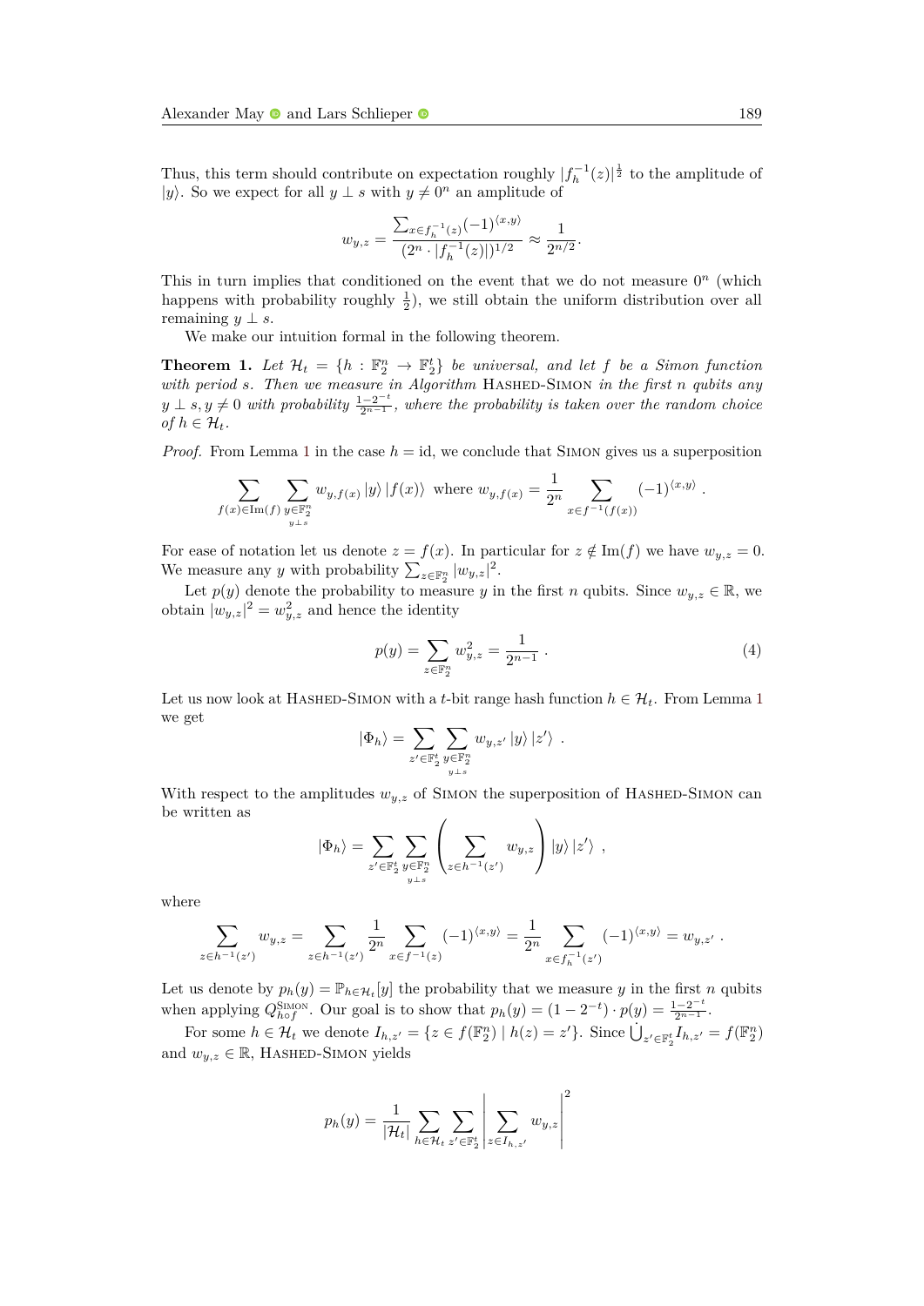Thus, this term should contribute on expectation roughly $|f_h^{-1}(z)|^{\frac{1}{2}}$ to the amplitude of $|y\rangle$. So we expect for all $y \perp s$ with $y \neq 0^n$ an amplitude of

$$w_{y,z} = \frac{\sum_{x \in f_h^{-1}(z)} (-1)^{\langle x,y \rangle}}{(2^n \cdot |f_h^{-1}(z)|)^{1/2}} \approx \frac{1}{2^{n/2}}.$$

This in turn implies that conditioned on the event that we do not measure $0^n$ (which happens with probability roughly $\frac{1}{2}$), we still obtain the uniform distribution over all remaining $y \perp s$.

We make our intuition formal in the following theorem.

**Theorem 1.** *Let $\mathcal{H}_t = \{h : \mathbb{F}_2^n \to \mathbb{F}_2^t\}$ be universal, and let $f$ be a Simon function with period $s$. Then we measure in Algorithm* Hashed-Simon *in the first $n$ qubits any $y \perp s, y \neq 0$ with probability $\frac{1-2^{-t}}{2^{n-1}}$, where the probability is taken over the random choice of $h \in \mathcal{H}_t$.*

*Proof.* From Lemma 1 in the case $h = \text{id}$, we conclude that Simon gives us a superposition

$$\sum_{f(x) \in \text{Im}(f)} \sum_{\substack{y \in \mathbb{F}_2^n \\ y \perp s}} w_{y,f(x)} |y\rangle |f(x)\rangle \text{ where } w_{y,f(x)} = \frac{1}{2^n} \sum_{x \in f^{-1}(f(x))} (-1)^{\langle x,y \rangle} .$$

For ease of notation let us denote $z = f(x)$. In particular for $z \notin \text{Im}(f)$ we have $w_{y,z} = 0$. We measure any $y$ with probability $\sum_{z \in \mathbb{F}_2^n} |w_{y,z}|^2$.

Let $p(y)$ denote the probability to measure $y$ in the first $n$ qubits. Since $w_{y,z} \in \mathbb{R}$, we obtain $|w_{y,z}|^2 = w_{y,z}^2$ and hence the identity

$$p(y) = \sum_{z \in \mathbb{F}_2^n} w_{y,z}^2 = \frac{1}{2^{n-1}} . \tag{4}$$

Let us now look at Hashed-Simon with a $t$-bit range hash function $h \in \mathcal{H}_t$. From Lemma 1 we get

$$|\Phi_h\rangle = \sum_{z' \in \mathbb{F}_2^t} \sum_{\substack{y \in \mathbb{F}_2^n \\ y \perp s}} w_{y,z'} |y\rangle |z'\rangle \ .$$

With respect to the amplitudes $w_{y,z}$ of Simon the superposition of Hashed-Simon can be written as

$$|\Phi_h\rangle = \sum_{z' \in \mathbb{F}_2^t} \sum_{\substack{y \in \mathbb{F}_2^n \\ y \perp s}} \left( \sum_{z \in h^{-1}(z')} w_{y,z} \right) |y\rangle |z'\rangle \ ,$$

where

$$\sum_{z \in h^{-1}(z')} w_{y,z} = \sum_{z \in h^{-1}(z')} \frac{1}{2^n} \sum_{x \in f^{-1}(z)} (-1)^{\langle x,y \rangle} = \frac{1}{2^n} \sum_{x \in f_h^{-1}(z')} (-1)^{\langle x,y \rangle} = w_{y,z'} \ .$$

Let us denote by $p_h(y) = \mathbb{P}_{h \in \mathcal{H}_t}[y]$ the probability that we measure $y$ in the first $n$ qubits when applying $Q_{h \circ f}^{\text{Simon}}$. Our goal is to show that $p_h(y) = (1 - 2^{-t}) \cdot p(y) = \frac{1-2^{-t}}{2^{n-1}}$.

For some $h \in \mathcal{H}_t$ we denote $I_{h,z'} = \{z \in f(\mathbb{F}_2^n) \mid h(z) = z'\}$. Since $\dot{\bigcup}_{z' \in \mathbb{F}_2^t} I_{h,z'} = f(\mathbb{F}_2^n)$ and $w_{y,z} \in \mathbb{R}$, Hashed-Simon yields

$$p_h(y) = \frac{1}{|\mathcal{H}_t|} \sum_{h \in \mathcal{H}_t} \sum_{z' \in \mathbb{F}_2^t} \left| \sum_{z \in I_{h,z'}} w_{y,z} \right|^2$$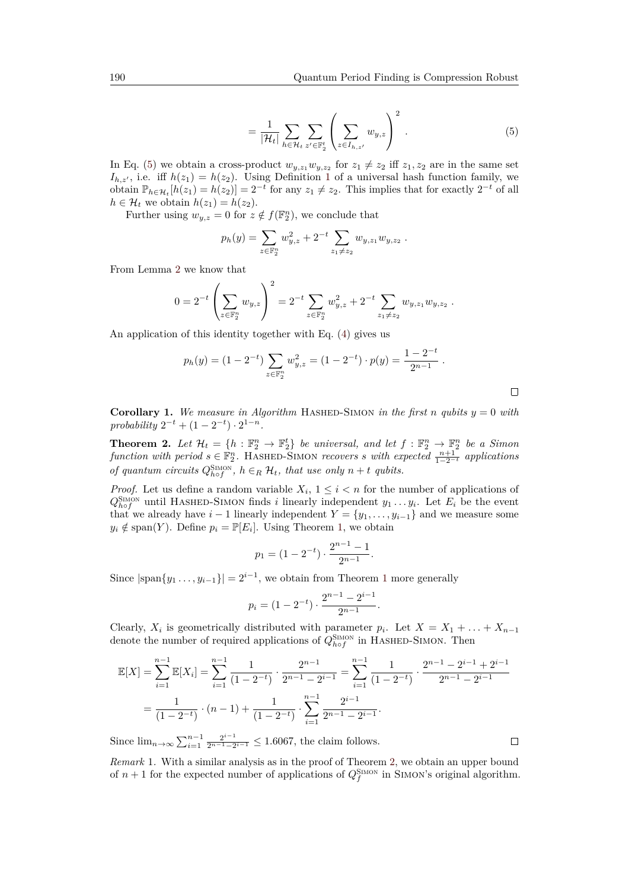$$= \frac{1}{|\mathcal{H}_t|} \sum_{h \in \mathcal{H}_t} \sum_{z' \in \mathbb{F}_2^t} \left( \sum_{z \in I_{h,z'}} w_{y,z} \right)^2 . \tag{5}$$

In Eq. (5) we obtain a cross-product $w_{y,z_1} w_{y,z_2}$ for $z_1 \neq z_2$ iff $z_1, z_2$ are in the same set $I_{h,z'}$, i.e. iff $h(z_1) = h(z_2)$. Using Definition 1 of a universal hash function family, we obtain $\mathbb{P}_{h \in \mathcal{H}_t}[h(z_1) = h(z_2)] = 2^{-t}$ for any $z_1 \neq z_2$. This implies that for exactly $2^{-t}$ of all $h \in \mathcal{H}_t$ we obtain $h(z_1) = h(z_2)$.

Further using $w_{y,z} = 0$ for $z \notin f(\mathbb{F}_2^n)$, we conclude that

$$p_h(y) = \sum_{z \in \mathbb{F}_2^n} w_{y,z}^2 + 2^{-t} \sum_{z_1 \neq z_2} w_{y,z_1} w_{y,z_2} .$$

From Lemma 2 we know that

$$0 = 2^{-t} \left( \sum_{z \in \mathbb{F}_2^n} w_{y,z} \right)^2 = 2^{-t} \sum_{z \in \mathbb{F}_2^n} w_{y,z}^2 + 2^{-t} \sum_{z_1 \neq z_2} w_{y,z_1} w_{y,z_2} .$$

An application of this identity together with Eq. (4) gives us

$$p_h(y) = (1 - 2^{-t}) \sum_{z \in \mathbb{F}_2^n} w_{y,z}^2 = (1 - 2^{-t}) \cdot p(y) = \frac{1 - 2^{-t}}{2^{n-1}} .$$

∎

**Corollary 1.** *We measure in Algorithm* HASHED-SIMON *in the first $n$ qubits $y = 0$ with probability $2^{-t} + (1 - 2^{-t}) \cdot 2^{1-n}$.*

**Theorem 2.** *Let $\mathcal{H}_t = \{h : \mathbb{F}_2^n \to \mathbb{F}_2^t\}$ be universal, and let $f : \mathbb{F}_2^n \to \mathbb{F}_2^n$ be a Simon function with period $s \in \mathbb{F}_2^n$.* HASHED-SIMON *recovers $s$ with expected $\frac{n+1}{1-2^{-t}}$ applications of quantum circuits $Q_{h \circ f}^{\text{SIMON}}$, $h \in_R \mathcal{H}_t$, that use only $n + t$ qubits.*

*Proof.* Let us define a random variable $X_i$, $1 \leq i < n$ for the number of applications of $Q_{h \circ f}^{\text{SIMON}}$ until HASHED-SIMON finds $i$ linearly independent $y_1 \ldots y_i$. Let $E_i$ be the event that we already have $i - 1$ linearly independent $Y = \{y_1, \ldots, y_{i-1}\}$ and we measure some $y_i \notin \text{span}(Y)$. Define $p_i = \mathbb{P}[E_i]$. Using Theorem 1, we obtain

$$p_1 = (1 - 2^{-t}) \cdot \frac{2^{n-1} - 1}{2^{n-1}} .$$

Since $|\text{span}\{y_1 \ldots, y_{i-1}\}| = 2^{i-1}$, we obtain from Theorem 1 more generally

$$p_i = (1 - 2^{-t}) \cdot \frac{2^{n-1} - 2^{i-1}}{2^{n-1}} .$$

Clearly, $X_i$ is geometrically distributed with parameter $p_i$. Let $X = X_1 + \ldots + X_{n-1}$ denote the number of required applications of $Q_{h \circ f}^{\text{SIMON}}$ in HASHED-SIMON. Then

$$\begin{aligned}
\mathbb{E}[X] &= \sum_{i=1}^{n-1} \mathbb{E}[X_i] = \sum_{i=1}^{n-1} \frac{1}{(1 - 2^{-t})} \cdot \frac{2^{n-1}}{2^{n-1} - 2^{i-1}} = \sum_{i=1}^{n-1} \frac{1}{(1 - 2^{-t})} \cdot \frac{2^{n-1} - 2^{i-1} + 2^{i-1}}{2^{n-1} - 2^{i-1}} \\
&= \frac{1}{(1 - 2^{-t})} \cdot (n - 1) + \frac{1}{(1 - 2^{-t})} \cdot \sum_{i=1}^{n-1} \frac{2^{i-1}}{2^{n-1} - 2^{i-1}} .
\end{aligned}$$

Since $\lim_{n \to \infty} \sum_{i=1}^{n-1} \frac{2^{i-1}}{2^{n-1} - 2^{i-1}} \leq 1.6067$, the claim follows. ∎

*Remark* 1. With a similar analysis as in the proof of Theorem 2, we obtain an upper bound of $n + 1$ for the expected number of applications of $Q_f^{\text{SIMON}}$ in SIMON's original algorithm.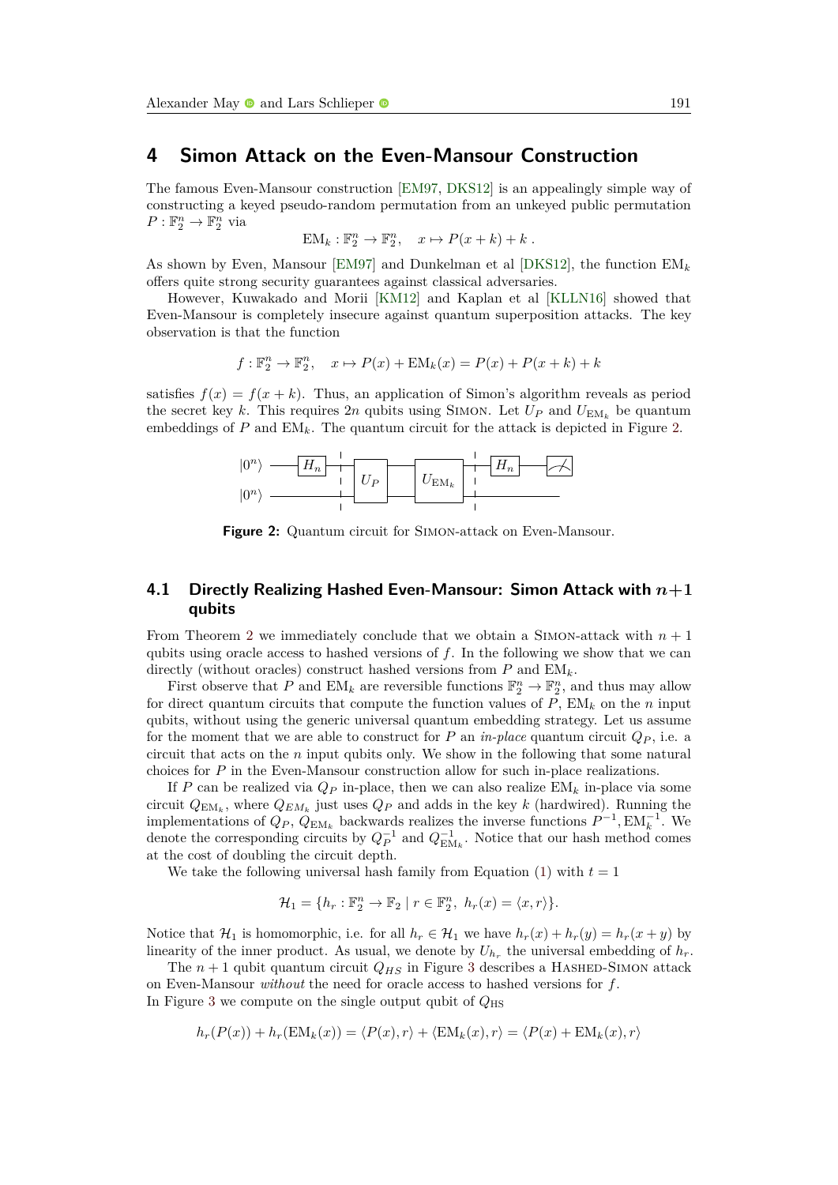# 4 Simon Attack on the Even-Mansour Construction

The famous Even-Mansour construction [EM97, DKS12] is an appealingly simple way of constructing a keyed pseudo-random permutation from an unkeyed public permutation $P : \mathbb{F}_2^n \to \mathbb{F}_2^n$ via

$$\mathrm{EM}_k : \mathbb{F}_2^n \to \mathbb{F}_2^n, \quad x \mapsto P(x+k) + k \ .$$

As shown by Even, Mansour [EM97] and Dunkelman et al [DKS12], the function $\mathrm{EM}_k$ offers quite strong security guarantees against classical adversaries.

However, Kuwakado and Morii [KM12] and Kaplan et al [KLLN16] showed that Even-Mansour is completely insecure against quantum superposition attacks. The key observation is that the function

$$f : \mathbb{F}_2^n \to \mathbb{F}_2^n, \quad x \mapsto P(x) + \mathrm{EM}_k(x) = P(x) + P(x+k) + k$$

satisfies $f(x) = f(x+k)$. Thus, an application of Simon's algorithm reveals as period the secret key $k$. This requires $2n$ qubits using Simon. Let $U_P$ and $U_{\mathrm{EM}_k}$ be quantum embeddings of $P$ and $\mathrm{EM}_k$. The quantum circuit for the attack is depicted in Figure 2.

**Figure 2:** Quantum circuit for Simon-attack on Even-Mansour.

## 4.1 Directly Realizing Hashed Even-Mansour: Simon Attack with $n+1$ qubits

From Theorem 2 we immediately conclude that we obtain a Simon-attack with $n+1$ qubits using oracle access to hashed versions of $f$. In the following we show that we can directly (without oracles) construct hashed versions from $P$ and $\mathrm{EM}_k$.

First observe that $P$ and $\mathrm{EM}_k$ are reversible functions $\mathbb{F}_2^n \to \mathbb{F}_2^n$, and thus may allow for direct quantum circuits that compute the function values of $P$, $\mathrm{EM}_k$ on the $n$ input qubits, without using the generic universal quantum embedding strategy. Let us assume for the moment that we are able to construct for $P$ an *in-place* quantum circuit $Q_P$, i.e. a circuit that acts on the $n$ input qubits only. We show in the following that some natural choices for $P$ in the Even-Mansour construction allow for such in-place realizations.

If $P$ can be realized via $Q_P$ in-place, then we can also realize $\mathrm{EM}_k$ in-place via some circuit $Q_{\mathrm{EM}_k}$, where $Q_{EM_k}$ just uses $Q_P$ and adds in the key $k$ (hardwired). Running the implementations of $Q_P$, $Q_{\mathrm{EM}_k}$ backwards realizes the inverse functions $P^{-1}, \mathrm{EM}_k^{-1}$. We denote the corresponding circuits by $Q_P^{-1}$ and $Q_{\mathrm{EM}_k}^{-1}$. Notice that our hash method comes at the cost of doubling the circuit depth.

We take the following universal hash family from Equation (1) with $t = 1$

$$\mathcal{H}_1 = \{h_r : \mathbb{F}_2^n \to \mathbb{F}_2 \mid r \in \mathbb{F}_2^n,\ h_r(x) = \langle x, r\rangle\}.$$

Notice that $\mathcal{H}_1$ is homomorphic, i.e. for all $h_r \in \mathcal{H}_1$ we have $h_r(x) + h_r(y) = h_r(x+y)$ by linearity of the inner product. As usual, we denote by $U_{h_r}$ the universal embedding of $h_r$.

The $n+1$ qubit quantum circuit $Q_{HS}$ in Figure 3 describes a Hashed-Simon attack on Even-Mansour *without* the need for oracle access to hashed versions for $f$.
In Figure 3 we compute on the single output qubit of $Q_{\mathrm{HS}}$

$$h_r(P(x)) + h_r(\mathrm{EM}_k(x)) = \langle P(x), r\rangle + \langle \mathrm{EM}_k(x), r\rangle = \langle P(x) + \mathrm{EM}_k(x), r\rangle$$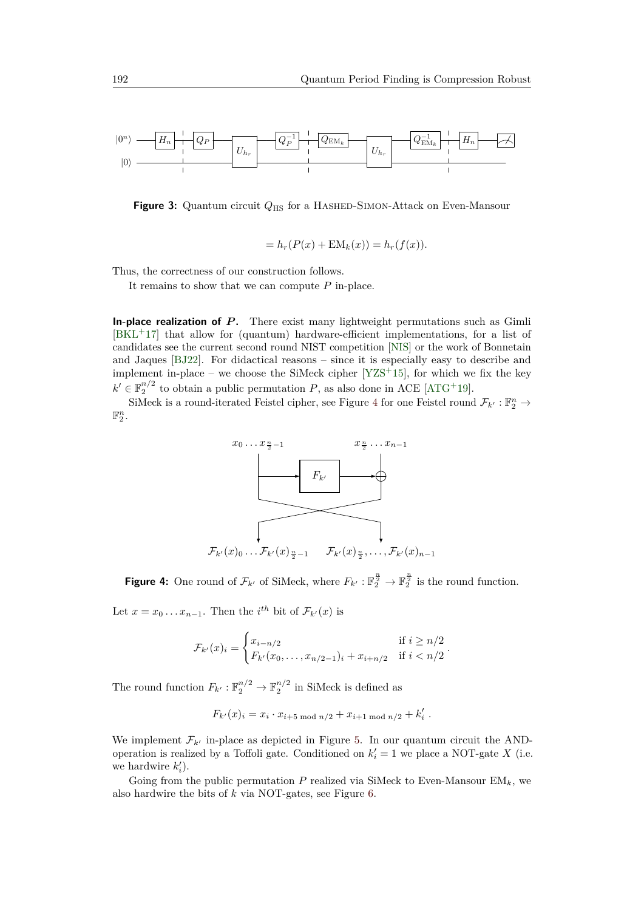**Figure 3:** Quantum circuit $Q_{\text{HS}}$ for a Hashed-Simon-Attack on Even-Mansour

$$= h_r(P(x) + \text{EM}_k(x)) = h_r(f(x)).$$

Thus, the correctness of our construction follows.

It remains to show that we can compute $P$ in-place.

**In-place realization of $P$.** There exist many lightweight permutations such as Gimli [BKL+17] that allow for (quantum) hardware-efficient implementations, for a list of candidates see the current second round NIST competition [NIS] or the work of Bonnetain and Jaques [BJ22]. For didactical reasons – since it is especially easy to describe and implement in-place – we choose the SiMeck cipher [YZS+15], for which we fix the key $k' \in \mathbb{F}_2^{n/2}$ to obtain a public permutation $P$, as also done in ACE [ATG+19].

SiMeck is a round-iterated Feistel cipher, see Figure 4 for one Feistel round $\mathcal{F}_{k'} : \mathbb{F}_2^n \to \mathbb{F}_2^n$.

**Figure 4:** One round of $\mathcal{F}_{k'}$ of SiMeck, where $F_{k'} : \mathbb{F}_2^{\frac{n}{2}} \to \mathbb{F}_2^{\frac{n}{2}}$ is the round function.

Let $x = x_0 \ldots x_{n-1}$. Then the $i^{th}$ bit of $\mathcal{F}_{k'}(x)$ is

$$\mathcal{F}_{k'}(x)_i = \begin{cases} x_{i-n/2} & \text{if } i \geq n/2 \\ F_{k'}(x_0, \ldots, x_{n/2-1})_i + x_{i+n/2} & \text{if } i < n/2 \end{cases}.$$

The round function $F_{k'} : \mathbb{F}_2^{n/2} \to \mathbb{F}_2^{n/2}$ in SiMeck is defined as

$$F_{k'}(x)_i = x_i \cdot x_{i+5 \bmod n/2} + x_{i+1 \bmod n/2} + k'_i \,.$$

We implement $\mathcal{F}_{k'}$ in-place as depicted in Figure 5. In our quantum circuit the AND-operation is realized by a Toffoli gate. Conditioned on $k'_i = 1$ we place a NOT-gate $X$ (i.e. we hardwire $k'_i$).

Going from the public permutation $P$ realized via SiMeck to Even-Mansour $\text{EM}_k$, we also hardwire the bits of $k$ via NOT-gates, see Figure 6.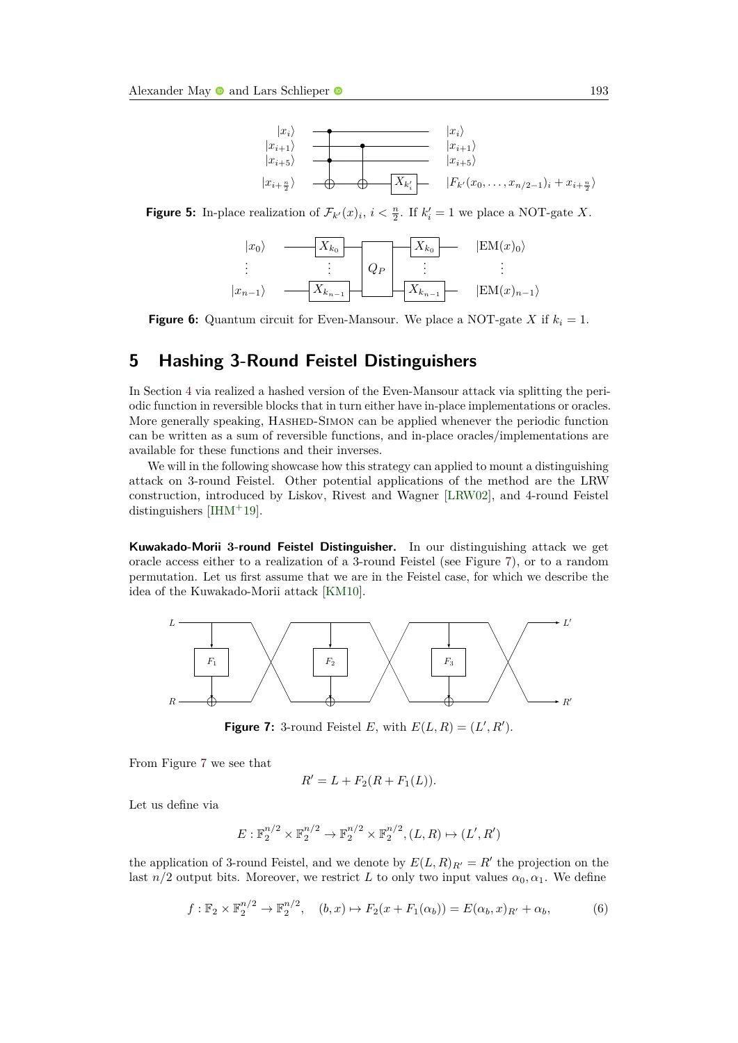**Figure 5:** In-place realization of $\mathcal{F}_{k'}(x)_i$, $i < \frac{n}{2}$. If $k'_i = 1$ we place a NOT-gate $X$.

**Figure 6:** Quantum circuit for Even-Mansour. We place a NOT-gate $X$ if $k_i = 1$.

## 5 Hashing 3-Round Feistel Distinguishers

In Section 4 via realized a hashed version of the Even-Mansour attack via splitting the periodic function in reversible blocks that in turn either have in-place implementations or oracles. More generally speaking, Hashed-Simon can be applied whenever the periodic function can be written as a sum of reversible functions, and in-place oracles/implementations are available for these functions and their inverses.

We will in the following showcase how this strategy can applied to mount a distinguishing attack on 3-round Feistel. Other potential applications of the method are the LRW construction, introduced by Liskov, Rivest and Wagner [LRW02], and 4-round Feistel distinguishers [IHM+19].

**Kuwakado-Morii 3-round Feistel Distinguisher.** In our distinguishing attack we get oracle access either to a realization of a 3-round Feistel (see Figure 7), or to a random permutation. Let us first assume that we are in the Feistel case, for which we describe the idea of the Kuwakado-Morii attack [KM10].

**Figure 7:** 3-round Feistel $E$, with $E(L, R) = (L', R')$.

From Figure 7 we see that

$$R' = L + F_2(R + F_1(L)).$$

Let us define via

$$E : \mathbb{F}_2^{n/2} \times \mathbb{F}_2^{n/2} \to \mathbb{F}_2^{n/2} \times \mathbb{F}_2^{n/2}, (L, R) \mapsto (L', R')$$

the application of 3-round Feistel, and we denote by $E(L, R)_{R'} = R'$ the projection on the last $n/2$ output bits. Moreover, we restrict $L$ to only two input values $\alpha_0, \alpha_1$. We define

$$f : \mathbb{F}_2 \times \mathbb{F}_2^{n/2} \to \mathbb{F}_2^{n/2}, \quad (b, x) \mapsto F_2(x + F_1(\alpha_b)) = E(\alpha_b, x)_{R'} + \alpha_b, \tag{6}$$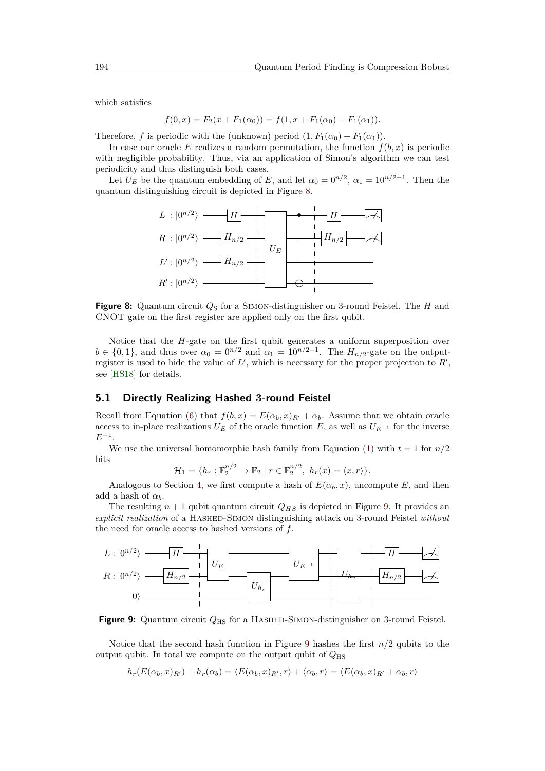which satisfies

$$f(0, x) = F_2(x + F_1(\alpha_0)) = f(1, x + F_1(\alpha_0) + F_1(\alpha_1)).$$

Therefore, $f$ is periodic with the (unknown) period $(1, F_1(\alpha_0) + F_1(\alpha_1))$.

In case our oracle $E$ realizes a random permutation, the function $f(b, x)$ is periodic with negligible probability. Thus, via an application of Simon's algorithm we can test periodicity and thus distinguish both cases.

Let $U_E$ be the quantum embedding of $E$, and let $\alpha_0 = 0^{n/2}$, $\alpha_1 = 10^{n/2-1}$. Then the quantum distinguishing circuit is depicted in Figure 8.

**Figure 8:** Quantum circuit $Q_S$ for a SIMON-distinguisher on 3-round Feistel. The $H$ and CNOT gate on the first register are applied only on the first qubit.

Notice that the $H$-gate on the first qubit generates a uniform superposition over $b \in \{0, 1\}$, and thus over $\alpha_0 = 0^{n/2}$ and $\alpha_1 = 10^{n/2-1}$. The $H_{n/2}$-gate on the output-register is used to hide the value of $L'$, which is necessary for the proper projection to $R'$, see [HS18] for details.

## 5.1 Directly Realizing Hashed 3-round Feistel

Recall from Equation (6) that $f(b, x) = E(\alpha_b, x)_{R'} + \alpha_b$. Assume that we obtain oracle access to in-place realizations $U_E$ of the oracle function $E$, as well as $U_{E^{-1}}$ for the inverse $E^{-1}$.

We use the universal homomorphic hash family from Equation (1) with $t = 1$ for $n/2$ bits

$$\mathcal{H}_1 = \{h_r : \mathbb{F}_2^{n/2} \to \mathbb{F}_2 \mid r \in \mathbb{F}_2^{n/2},\ h_r(x) = \langle x, r \rangle\}.$$

Analogous to Section 4, we first compute a hash of $E(\alpha_b, x)$, uncompute $E$, and then add a hash of $\alpha_b$.

The resulting $n + 1$ qubit quantum circuit $Q_{HS}$ is depicted in Figure 9. It provides an *explicit realization* of a HASHED-SIMON distinguishing attack on 3-round Feistel *without* the need for oracle access to hashed versions of $f$.

**Figure 9:** Quantum circuit $Q_{\text{HS}}$ for a HASHED-SIMON-distinguisher on 3-round Feistel.

Notice that the second hash function in Figure 9 hashes the first $n/2$ qubits to the output qubit. In total we compute on the output qubit of $Q_{\text{HS}}$

$$h_r(E(\alpha_b, x)_{R'}) + h_r(\alpha_b) = \langle E(\alpha_b, x)_{R'}, r \rangle + \langle \alpha_b, r \rangle = \langle E(\alpha_b, x)_{R'} + \alpha_b, r \rangle$$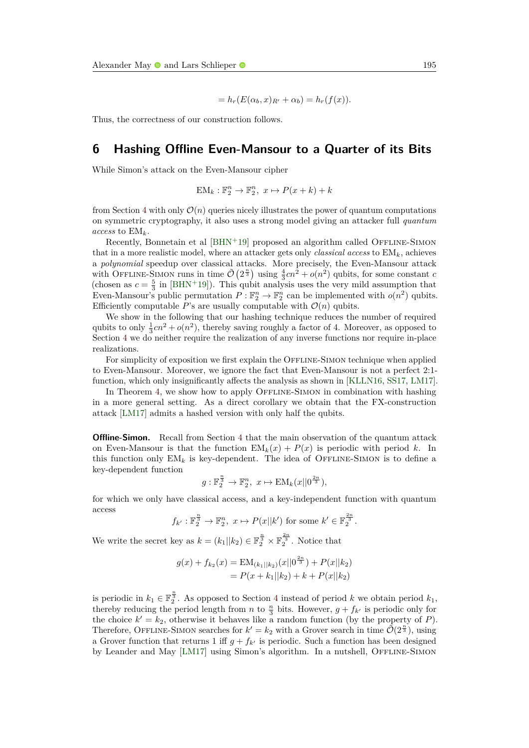$$= h_r(E(\alpha_b, x)_{R'} + \alpha_b) = h_r(f(x)).$$

Thus, the correctness of our construction follows.

## 6 Hashing Offline Even-Mansour to a Quarter of its Bits

While Simon's attack on the Even-Mansour cipher

$$\mathrm{EM}_k : \mathbb{F}_2^n \to \mathbb{F}_2^n,\ x \mapsto P(x+k)+k$$

from Section 4 with only $\mathcal{O}(n)$ queries nicely illustrates the power of quantum computations on symmetric cryptography, it also uses a strong model giving an attacker full *quantum access* to $\mathrm{EM}_k$.

Recently, Bonnetain et al [BHN+19] proposed an algorithm called Offline-Simon that in a more realistic model, where an attacker gets only *classical access* to $\mathrm{EM}_k$, achieves a *polynomial* speedup over classical attacks. More precisely, the Even-Mansour attack with Offline-Simon runs in time $\tilde{\mathcal{O}}\left(2^{\frac{n}{3}}\right)$ using $\frac{4}{3}cn^2 + o(n^2)$ qubits, for some constant $c$ (chosen as $c = \frac{5}{3}$ in [BHN+19]). This qubit analysis uses the very mild assumption that Even-Mansour's public permutation $P : \mathbb{F}_2^n \to \mathbb{F}_2^n$ can be implemented with $o(n^2)$ qubits. Efficiently computable $P$'s are usually computable with $\mathcal{O}(n)$ qubits.

We show in the following that our hashing technique reduces the number of required qubits to only $\frac{1}{3}cn^2 + o(n^2)$, thereby saving roughly a factor of 4. Moreover, as opposed to Section 4 we do neither require the realization of any inverse functions nor require in-place realizations.

For simplicity of exposition we first explain the Offline-Simon technique when applied to Even-Mansour. Moreover, we ignore the fact that Even-Mansour is not a perfect 2:1-function, which only insignificantly affects the analysis as shown in [KLLN16, SS17, LM17].

In Theorem 4, we show how to apply Offline-Simon in combination with hashing in a more general setting. As a direct corollary we obtain that the FX-construction attack [LM17] admits a hashed version with only half the qubits.

**Offline-Simon.** Recall from Section 4 that the main observation of the quantum attack on Even-Mansour is that the function $\mathrm{EM}_k(x) + P(x)$ is periodic with period $k$. In this function only $\mathrm{EM}_k$ is key-dependent. The idea of Offline-Simon is to define a key-dependent function

$$g : \mathbb{F}_2^{\frac{n}{3}} \to \mathbb{F}_2^n,\ x \mapsto \mathrm{EM}_k(x||0^{\frac{2n}{3}}),$$

for which we only have classical access, and a key-independent function with quantum access

$$f_{k'} : \mathbb{F}_2^{\frac{n}{3}} \to \mathbb{F}_2^n,\ x \mapsto P(x||k') \text{ for some } k' \in \mathbb{F}_2^{\frac{2n}{3}}.$$

We write the secret key as $k = (k_1||k_2) \in \mathbb{F}_2^{\frac{n}{3}} \times \mathbb{F}_2^{\frac{2n}{3}}$. Notice that

$$\begin{aligned} g(x) + f_{k_2}(x) &= \mathrm{EM}_{(k_1||k_2)}(x||0^{\frac{2n}{3}}) + P(x||k_2) \\ &= P(x + k_1||k_2) + k + P(x||k_2) \end{aligned}$$

is periodic in $k_1 \in \mathbb{F}_2^{\frac{n}{3}}$. As opposed to Section 4 instead of period $k$ we obtain period $k_1$, thereby reducing the period length from $n$ to $\frac{n}{3}$ bits. However, $g + f_{k'}$ is periodic only for the choice $k' = k_2$, otherwise it behaves like a random function (by the property of $P$). Therefore, Offline-Simon searches for $k' = k_2$ with a Grover search in time $\tilde{\mathcal{O}}(2^{\frac{n}{3}})$, using a Grover function that returns 1 iff $g + f_{k'}$ is periodic. Such a function has been designed by Leander and May [LM17] using Simon's algorithm. In a nutshell, Offline-Simon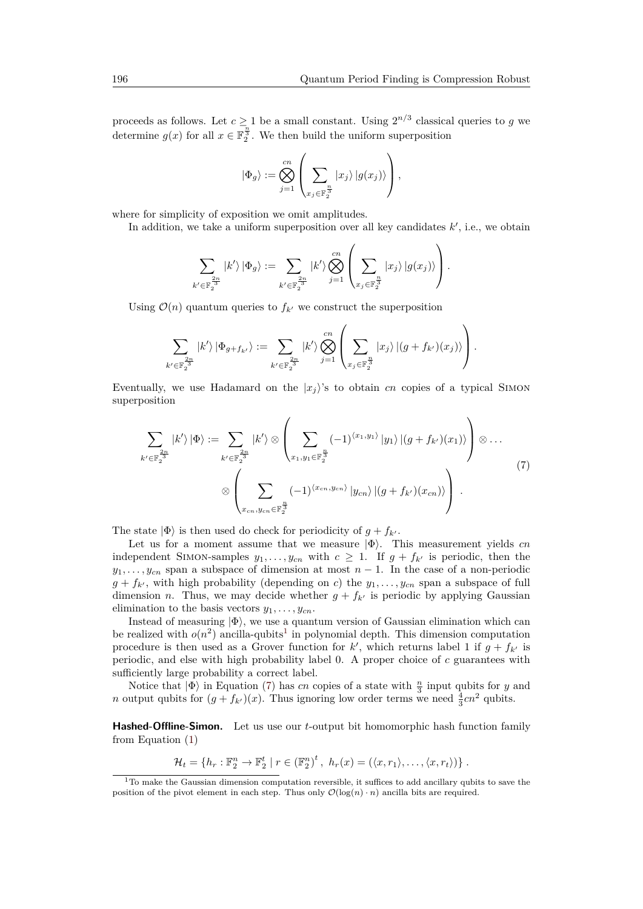proceeds as follows. Let $c \geq 1$ be a small constant. Using $2^{n/3}$ classical queries to $g$ we determine $g(x)$ for all $x \in \mathbb{F}_2^{\frac{n}{3}}$. We then build the uniform superposition

$$|\Phi_g\rangle := \bigotimes_{j=1}^{cn} \left( \sum_{x_j \in \mathbb{F}_2^{\frac{n}{3}}} |x_j\rangle \, |g(x_j)\rangle \right),$$

where for simplicity of exposition we omit amplitudes.

In addition, we take a uniform superposition over all key candidates $k'$, i.e., we obtain

$$\sum_{k' \in \mathbb{F}_2^{\frac{2n}{3}}} |k'\rangle \, |\Phi_g\rangle := \sum_{k' \in \mathbb{F}_2^{\frac{2n}{3}}} |k'\rangle \bigotimes_{j=1}^{cn} \left( \sum_{x_j \in \mathbb{F}_2^{\frac{n}{3}}} |x_j\rangle \, |g(x_j)\rangle \right).$$

Using $\mathcal{O}(n)$ quantum queries to $f_{k'}$ we construct the superposition

$$\sum_{k' \in \mathbb{F}_2^{\frac{2n}{3}}} |k'\rangle \, |\Phi_{g+f_{k'}}\rangle := \sum_{k' \in \mathbb{F}_2^{\frac{2n}{3}}} |k'\rangle \bigotimes_{j=1}^{cn} \left( \sum_{x_j \in \mathbb{F}_2^{\frac{n}{3}}} |x_j\rangle \, |(g + f_{k'})(x_j)\rangle \right).$$

Eventually, we use Hadamard on the $|x_j\rangle$'s to obtain $cn$ copies of a typical SIMON superposition

$$\begin{aligned} \sum_{k' \in \mathbb{F}_2^{\frac{2n}{3}}} |k'\rangle \, |\Phi\rangle := \sum_{k' \in \mathbb{F}_2^{\frac{2n}{3}}} |k'\rangle \otimes \left( \sum_{x_1, y_1 \in \mathbb{F}_2^{\frac{n}{3}}} (-1)^{\langle x_1, y_1 \rangle} |y_1\rangle \, |(g + f_{k'})(x_1)\rangle \right) \otimes \dots \\ \otimes \left( \sum_{x_{cn}, y_{cn} \in \mathbb{F}_2^{\frac{n}{3}}} (-1)^{\langle x_{cn}, y_{cn} \rangle} |y_{cn}\rangle \, |(g + f_{k'})(x_{cn})\rangle \right). \end{aligned} \tag{7}$$

The state $|\Phi\rangle$ is then used do check for periodicity of $g + f_{k'}$.

Let us for a moment assume that we measure $|\Phi\rangle$. This measurement yields $cn$ independent SIMON-samples $y_1, \dots, y_{cn}$ with $c \geq 1$. If $g + f_{k'}$ is periodic, then the $y_1, \dots, y_{cn}$ span a subspace of dimension at most $n - 1$. In the case of a non-periodic $g + f_{k'}$, with high probability (depending on $c$) the $y_1, \dots, y_{cn}$ span a subspace of full dimension $n$. Thus, we may decide whether $g + f_{k'}$ is periodic by applying Gaussian elimination to the basis vectors $y_1, \dots, y_{cn}$.

Instead of measuring $|\Phi\rangle$, we use a quantum version of Gaussian elimination which can be realized with $o(n^2)$ ancilla-qubits[1] in polynomial depth. This dimension computation procedure is then used as a Grover function for $k'$, which returns label 1 if $g + f_{k'}$ is periodic, and else with high probability label 0. A proper choice of $c$ guarantees with sufficiently large probability a correct label.

Notice that $|\Phi\rangle$ in Equation (7) has $cn$ copies of a state with $\frac{n}{3}$ input qubits for $y$ and $n$ output qubits for $(g + f_{k'})(x)$. Thus ignoring low order terms we need $\frac{4}{3}cn^2$ qubits.

**Hashed-Offline-Simon.** Let us use our $t$-output bit homomorphic hash function family from Equation (1)

$$\mathcal{H}_t = \{h_r : \mathbb{F}_2^n \to \mathbb{F}_2^t \mid r \in (\mathbb{F}_2^n)^t, \; h_r(x) = (\langle x, r_1\rangle, \dots, \langle x, r_t\rangle)\}.$$

[1] To make the Gaussian dimension computation reversible, it suffices to add ancillary qubits to save the position of the pivot element in each step. Thus only $\mathcal{O}(\log(n) \cdot n)$ ancilla bits are required.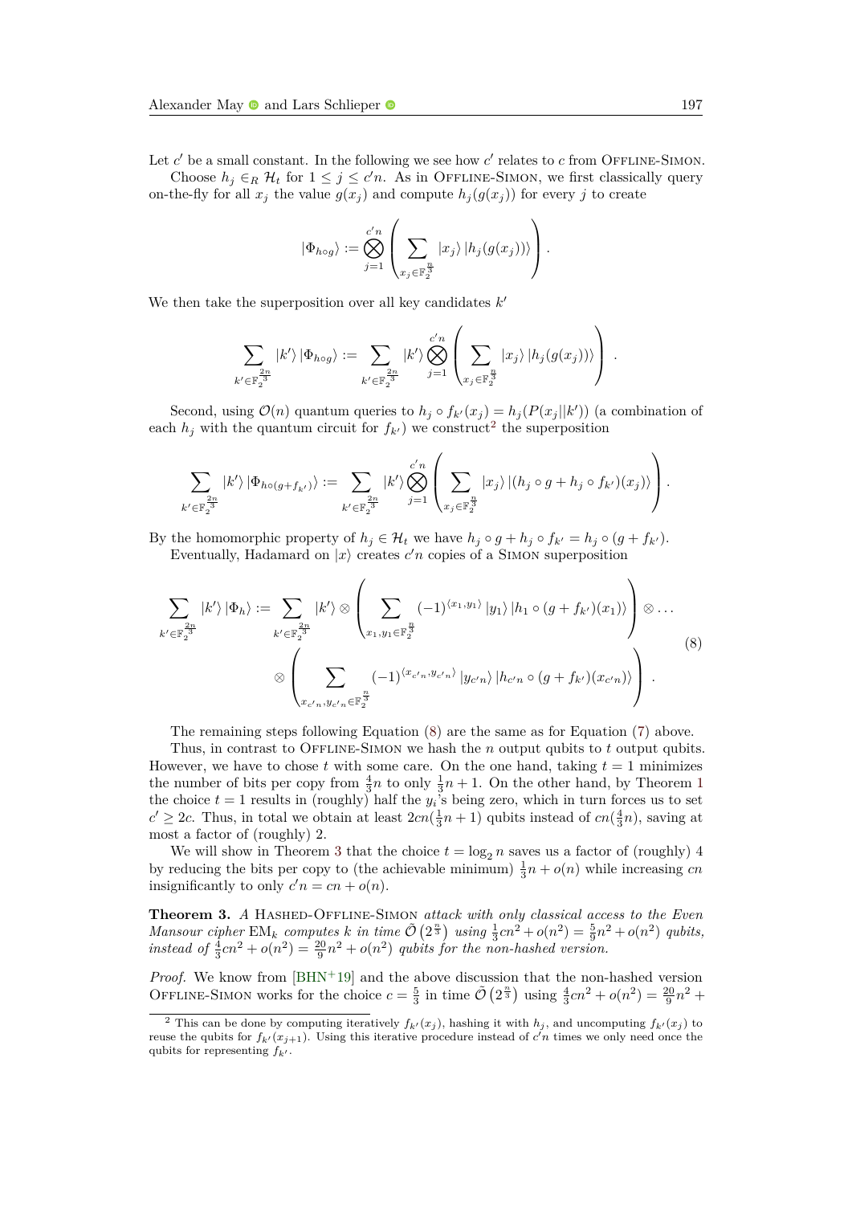Let $c'$ be a small constant. In the following we see how $c'$ relates to $c$ from OFFLINE-SIMON.

Choose $h_j \in_R \mathcal{H}_t$ for $1 \leq j \leq c'n$. As in OFFLINE-SIMON, we first classically query on-the-fly for all $x_j$ the value $g(x_j)$ and compute $h_j(g(x_j))$ for every $j$ to create

$$|\Phi_{h\circ g}\rangle := \bigotimes_{j=1}^{c'n} \left( \sum_{x_j \in \mathbb{F}_2^{\frac{n}{3}}} |x_j\rangle \, |h_j(g(x_j))\rangle \right).$$

We then take the superposition over all key candidates $k'$

$$\sum_{k' \in \mathbb{F}_2^{\frac{2n}{3}}} |k'\rangle \, |\Phi_{h\circ g}\rangle := \sum_{k' \in \mathbb{F}_2^{\frac{2n}{3}}} |k'\rangle \bigotimes_{j=1}^{c'n} \left( \sum_{x_j \in \mathbb{F}_2^{\frac{n}{3}}} |x_j\rangle \, |h_j(g(x_j))\rangle \right).$$

Second, using $\mathcal{O}(n)$ quantum queries to $h_j \circ f_{k'}(x_j) = h_j(P(x_j||k'))$ (a combination of each $h_j$ with the quantum circuit for $f_{k'}$) we construct[2] the superposition

$$\sum_{k' \in \mathbb{F}_2^{\frac{2n}{3}}} |k'\rangle \, |\Phi_{h\circ(g+f_{k'})}\rangle := \sum_{k' \in \mathbb{F}_2^{\frac{2n}{3}}} |k'\rangle \bigotimes_{j=1}^{c'n} \left( \sum_{x_j \in \mathbb{F}_2^{\frac{n}{3}}} |x_j\rangle \, |(h_j \circ g + h_j \circ f_{k'})(x_j)\rangle \right).$$

By the homomorphic property of $h_j \in \mathcal{H}_t$ we have $h_j \circ g + h_j \circ f_{k'} = h_j \circ (g + f_{k'})$.

Eventually, Hadamard on $|x\rangle$ creates $c'n$ copies of a SIMON superposition

$$\begin{aligned}
\sum_{k' \in \mathbb{F}_2^{\frac{2n}{3}}} |k'\rangle \, |\Phi_h\rangle := \sum_{k' \in \mathbb{F}_2^{\frac{2n}{3}}} |k'\rangle \otimes \left( \sum_{x_1, y_1 \in \mathbb{F}_2^{\frac{n}{3}}} (-1)^{\langle x_1, y_1 \rangle} |y_1\rangle \, |h_1 \circ (g + f_{k'})(x_1)\rangle \right) \otimes \dots \\
\otimes \left( \sum_{x_{c'n}, y_{c'n} \in \mathbb{F}_2^{\frac{n}{3}}} (-1)^{\langle x_{c'n}, y_{c'n} \rangle} |y_{c'n}\rangle \, |h_{c'n} \circ (g + f_{k'})(x_{c'n})\rangle \right).
\end{aligned} \tag{8}$$

The remaining steps following Equation (8) are the same as for Equation (7) above.

Thus, in contrast to OFFLINE-SIMON we hash the $n$ output qubits to $t$ output qubits. However, we have to chose $t$ with some care. On the one hand, taking $t = 1$ minimizes the number of bits per copy from $\frac{4}{3}n$ to only $\frac{1}{3}n + 1$. On the other hand, by Theorem 1 the choice $t = 1$ results in (roughly) half the $y_i$'s being zero, which in turn forces us to set $c' \geq 2c$. Thus, in total we obtain at least $2cn(\frac{1}{3}n + 1)$ qubits instead of $cn(\frac{4}{3}n)$, saving at most a factor of (roughly) 2.

We will show in Theorem 3 that the choice $t = \log_2 n$ saves us a factor of (roughly) 4 by reducing the bits per copy to (the achievable minimum) $\frac{1}{3}n + o(n)$ while increasing $cn$ insignificantly to only $c'n = cn + o(n)$.

**Theorem 3.** *A* HASHED-OFFLINE-SIMON *attack with only classical access to the Even Mansour cipher* $\mathrm{EM}_k$ *computes* $k$ *in time* $\tilde{\mathcal{O}}\left(2^{\frac{n}{3}}\right)$ *using* $\frac{1}{3}cn^2 + o(n^2) = \frac{5}{9}n^2 + o(n^2)$ *qubits, instead of* $\frac{4}{3}cn^2 + o(n^2) = \frac{20}{9}n^2 + o(n^2)$ *qubits for the non-hashed version.*

*Proof.* We know from [BHN+19] and the above discussion that the non-hashed version OFFLINE-SIMON works for the choice $c = \frac{5}{3}$ in time $\tilde{\mathcal{O}}\left(2^{\frac{n}{3}}\right)$ using $\frac{4}{3}cn^2 + o(n^2) = \frac{20}{9}n^2 +$

[2] This can be done by computing iteratively $f_{k'}(x_j)$, hashing it with $h_j$, and uncomputing $f_{k'}(x_j)$ to reuse the qubits for $f_{k'}(x_{j+1})$. Using this iterative procedure instead of $c'n$ times we only need once the qubits for representing $f_{k'}$.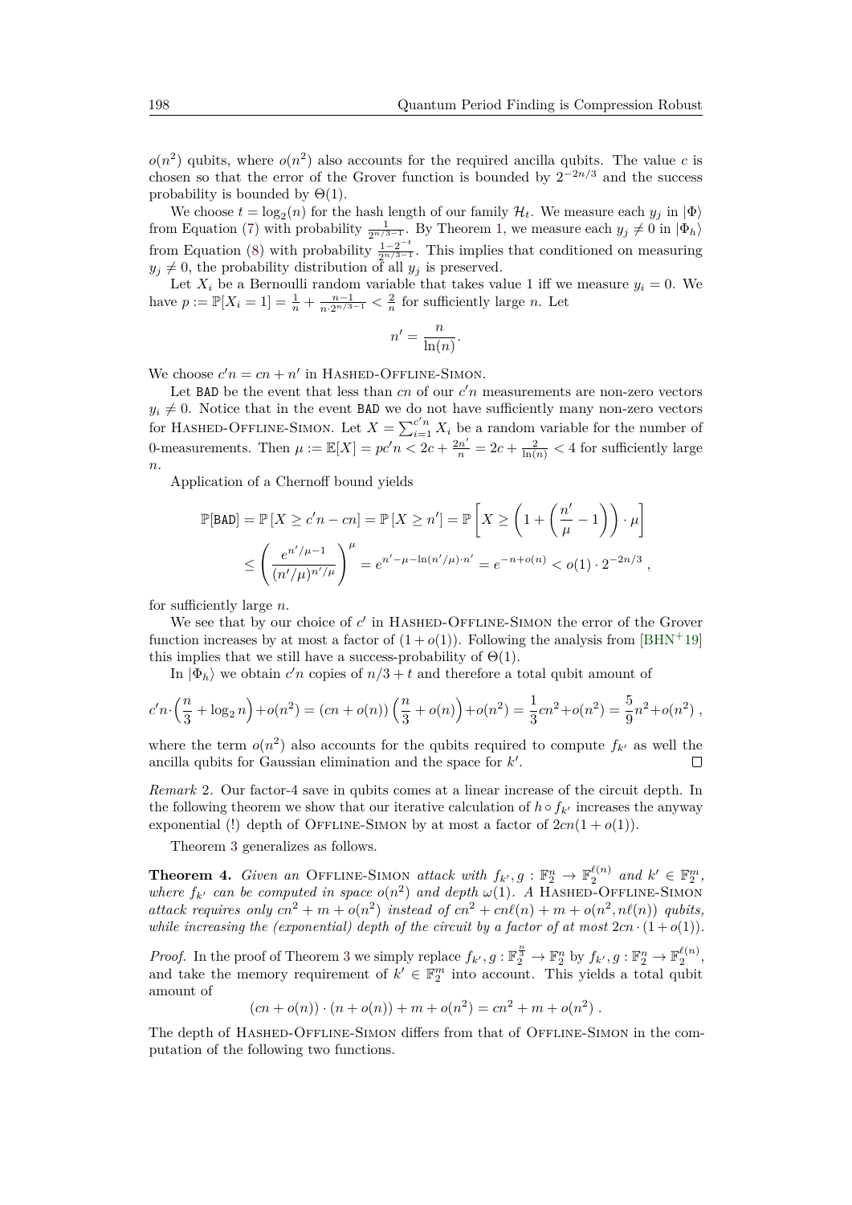$o(n^2)$ qubits, where $o(n^2)$ also accounts for the required ancilla qubits. The value $c$ is chosen so that the error of the Grover function is bounded by $2^{-2n/3}$ and the success probability is bounded by $\Theta(1)$.

We choose $t = \log_2(n)$ for the hash length of our family $\mathcal{H}_t$. We measure each $y_j$ in $|\Phi\rangle$ from Equation (7) with probability $\frac{1}{2^{n/3-1}}$. By Theorem 1, we measure each $y_j \neq 0$ in $|\Phi_h\rangle$ from Equation (8) with probability $\frac{1-2^{-t}}{2^{n/3-1}}$. This implies that conditioned on measuring $y_j \neq 0$, the probability distribution of all $y_j$ is preserved.

Let $X_i$ be a Bernoulli random variable that takes value 1 iff we measure $y_i = 0$. We have $p := \mathbb{P}[X_i = 1] = \frac{1}{n} + \frac{n-1}{n \cdot 2^{n/3-1}} < \frac{2}{n}$ for sufficiently large $n$. Let

$$n' = \frac{n}{\ln(n)}.$$

We choose $c'n = cn + n'$ in Hashed-Offline-Simon.

Let BAD be the event that less than $cn$ of our $c'n$ measurements are non-zero vectors $y_i \neq 0$. Notice that in the event BAD we do not have sufficiently many non-zero vectors for Hashed-Offline-Simon. Let $X = \sum_{i=1}^{c'n} X_i$ be a random variable for the number of 0-measurements. Then $\mu := \mathbb{E}[X] = pc'n < 2c + \frac{2n'}{n} = 2c + \frac{2}{\ln(n)} < 4$ for sufficiently large $n$.

Application of a Chernoff bound yields

$$\mathbb{P}[\texttt{BAD}] = \mathbb{P}[X \geq c'n - cn] = \mathbb{P}[X \geq n'] = \mathbb{P}\left[X \geq \left(1 + \left(\frac{n'}{\mu} - 1\right)\right) \cdot \mu\right]$$
$$\leq \left(\frac{e^{n'/\mu - 1}}{(n'/\mu)^{n'/\mu}}\right)^{\mu} = e^{n' - \mu - \ln(n'/\mu) \cdot n'} = e^{-n + o(n)} < o(1) \cdot 2^{-2n/3} ,$$

for sufficiently large $n$.

We see that by our choice of $c'$ in Hashed-Offline-Simon the error of the Grover function increases by at most a factor of $(1 + o(1))$. Following the analysis from [BHN+19] this implies that we still have a success-probability of $\Theta(1)$.

In $|\Phi_h\rangle$ we obtain $c'n$ copies of $n/3 + t$ and therefore a total qubit amount of

$$c'n \cdot \left(\frac{n}{3} + \log_2 n\right) + o(n^2) = (cn + o(n))\left(\frac{n}{3} + o(n)\right) + o(n^2) = \frac{1}{3}cn^2 + o(n^2) = \frac{5}{9}n^2 + o(n^2) ,$$

where the term $o(n^2)$ also accounts for the qubits required to compute $f_{k'}$ as well the ancilla qubits for Gaussian elimination and the space for $k'$. ◻

*Remark* 2. Our factor-4 save in qubits comes at a linear increase of the circuit depth. In the following theorem we show that our iterative calculation of $h \circ f_{k'}$ increases the anyway exponential (!) depth of Offline-Simon by at most a factor of $2cn(1 + o(1))$.

Theorem 3 generalizes as follows.

**Theorem 4.** *Given an* Offline-Simon *attack with $f_{k'}, g : \mathbb{F}_2^n \to \mathbb{F}_2^{\ell(n)}$ and $k' \in \mathbb{F}_2^m$, where $f_{k'}$ can be computed in space $o(n^2)$ and depth $\omega(1)$. A* Hashed-Offline-Simon *attack requires only $cn^2 + m + o(n^2)$ instead of $cn^2 + cn\ell(n) + m + o(n^2, n\ell(n))$ qubits, while increasing the (exponential) depth of the circuit by a factor of at most $2cn \cdot (1 + o(1))$.*

*Proof.* In the proof of Theorem 3 we simply replace $f_{k'}, g : \mathbb{F}_2^{\frac{n}{3}} \to \mathbb{F}_2^n$ by $f_{k'}, g : \mathbb{F}_2^n \to \mathbb{F}_2^{\ell(n)}$, and take the memory requirement of $k' \in \mathbb{F}_2^m$ into account. This yields a total qubit amount of

$$(cn + o(n)) \cdot (n + o(n)) + m + o(n^2) = cn^2 + m + o(n^2) .$$

The depth of Hashed-Offline-Simon differs from that of Offline-Simon in the computation of the following two functions.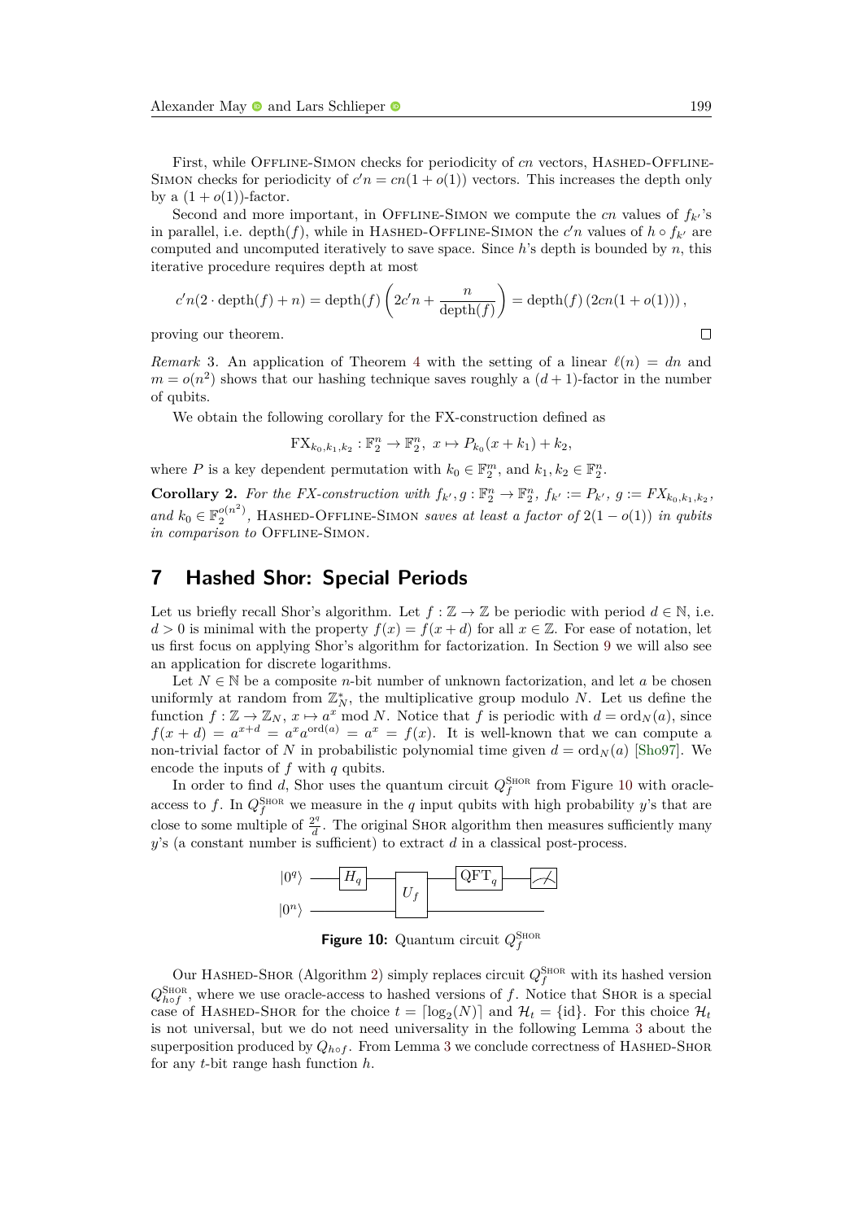First, while Offline-Simon checks for periodicity of $cn$ vectors, Hashed-Offline-Simon checks for periodicity of $c'n = cn(1 + o(1))$ vectors. This increases the depth only by a $(1 + o(1))$-factor.

Second and more important, in Offline-Simon we compute the $cn$ values of $f_{k'}$'s in parallel, i.e. depth$(f)$, while in Hashed-Offline-Simon the $c'n$ values of $h \circ f_{k'}$ are computed and uncomputed iteratively to save space. Since $h$'s depth is bounded by $n$, this iterative procedure requires depth at most

$$c'n(2 \cdot \text{depth}(f) + n) = \text{depth}(f) \left(2c'n + \frac{n}{\text{depth}(f)}\right) = \text{depth}(f) \left(2cn(1 + o(1))\right),$$

proving our theorem. ◻

*Remark* 3. An application of Theorem 4 with the setting of a linear $\ell(n) = dn$ and $m = o(n^2)$ shows that our hashing technique saves roughly a $(d + 1)$-factor in the number of qubits.

We obtain the following corollary for the FX-construction defined as

$$\text{FX}_{k_0,k_1,k_2} : \mathbb{F}_2^n \to \mathbb{F}_2^n,\ x \mapsto P_{k_0}(x + k_1) + k_2,$$

where $P$ is a key dependent permutation with $k_0 \in \mathbb{F}_2^m$, and $k_1, k_2 \in \mathbb{F}_2^n$.

**Corollary 2.** *For the FX-construction with $f_{k'}, g : \mathbb{F}_2^n \to \mathbb{F}_2^n$, $f_{k'} := P_{k'}$, $g := FX_{k_0,k_1,k_2}$, and $k_0 \in \mathbb{F}_2^{o(n^2)}$, Hashed-Offline-Simon saves at least a factor of $2(1 - o(1))$ in qubits in comparison to Offline-Simon.*

## 7 Hashed Shor: Special Periods

Let us briefly recall Shor's algorithm. Let $f : \mathbb{Z} \to \mathbb{Z}$ be periodic with period $d \in \mathbb{N}$, i.e. $d > 0$ is minimal with the property $f(x) = f(x + d)$ for all $x \in \mathbb{Z}$. For ease of notation, let us first focus on applying Shor's algorithm for factorization. In Section 9 we will also see an application for discrete logarithms.

Let $N \in \mathbb{N}$ be a composite $n$-bit number of unknown factorization, and let $a$ be chosen uniformly at random from $\mathbb{Z}_N^*$, the multiplicative group modulo $N$. Let us define the function $f : \mathbb{Z} \to \mathbb{Z}_N$, $x \mapsto a^x \bmod N$. Notice that $f$ is periodic with $d = \text{ord}_N(a)$, since $f(x + d) = a^{x+d} = a^x a^{\text{ord}(a)} = a^x = f(x)$. It is well-known that we can compute a non-trivial factor of $N$ in probabilistic polynomial time given $d = \text{ord}_N(a)$ [Sho97]. We encode the inputs of $f$ with $q$ qubits.

In order to find $d$, Shor uses the quantum circuit $Q_f^{\text{Shor}}$ from Figure 10 with oracle-access to $f$. In $Q_f^{\text{Shor}}$ we measure in the $q$ input qubits with high probability $y$'s that are close to some multiple of $\frac{2^q}{d}$. The original Shor algorithm then measures sufficiently many $y$'s (a constant number is sufficient) to extract $d$ in a classical post-process.

$|0^q\rangle$ — $H_q$ — $U_f$ — $\text{QFT}_q$ — measure
$|0^n\rangle$ — $U_f$ —

**Figure 10:** Quantum circuit $Q_f^{\text{Shor}}$

Our Hashed-Shor (Algorithm 2) simply replaces circuit $Q_f^{\text{Shor}}$ with its hashed version $Q_{h \circ f}^{\text{Shor}}$, where we use oracle-access to hashed versions of $f$. Notice that Shor is a special case of Hashed-Shor for the choice $t = \lceil \log_2(N) \rceil$ and $\mathcal{H}_t = \{\text{id}\}$. For this choice $\mathcal{H}_t$ is not universal, but we do not need universality in the following Lemma 3 about the superposition produced by $Q_{h \circ f}$. From Lemma 3 we conclude correctness of Hashed-Shor for any $t$-bit range hash function $h$.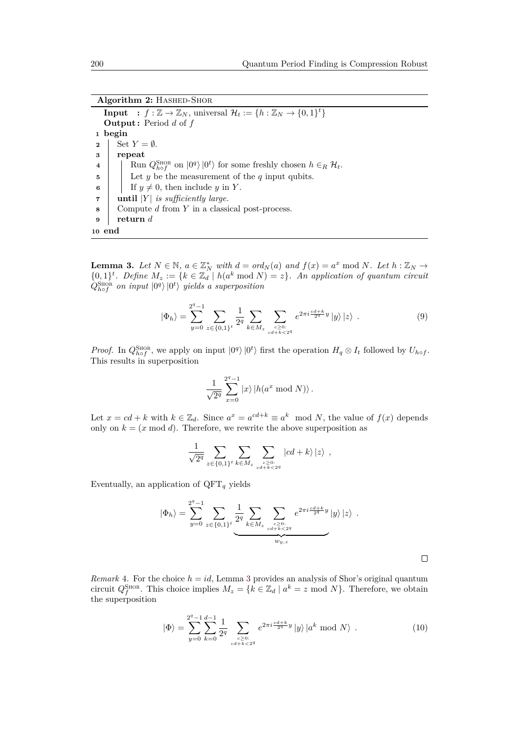**Algorithm 2:** Hashed-Shor

```
  Input  : f : ℤ → ℤ_N, universal H_t := {h : ℤ_N → {0,1}^t}
  Output : Period d of f
1 begin
2   Set Y = ∅.
3   repeat
4     Run Q^SHOR_{h∘f} on |0^q⟩|0^t⟩ for some freshly chosen h ∈_R H_t.
5     Let y be the measurement of the q input qubits.
6     If y ≠ 0, then include y in Y.
7   until |Y| is sufficiently large.
8   Compute d from Y in a classical post-process.
9   return d
10 end
```

**Lemma 3.** *Let $N \in \mathbb{N}$, $a \in \mathbb{Z}_N^*$ with $d = ord_N(a)$ and $f(x) = a^x \bmod N$. Let $h : \mathbb{Z}_N \to \{0,1\}^t$. Define $M_z := \{k \in \mathbb{Z}_d \mid h(a^k \bmod N) = z\}$. An application of quantum circuit $Q_{h\circ f}^{\text{SHOR}}$ on input $|0^q\rangle |0^t\rangle$ yields a superposition*

$$|\Phi_h\rangle = \sum_{y=0}^{2^q-1} \sum_{z\in\{0,1\}^t} \frac{1}{2^q} \sum_{k\in M_z} \sum_{\substack{c\geq 0:\\ cd+k<2^q}} e^{2\pi i \frac{cd+k}{2^q} y} |y\rangle |z\rangle \ . \tag{9}$$

*Proof.* In $Q_{h\circ f}^{\text{SHOR}}$, we apply on input $|0^q\rangle |0^t\rangle$ first the operation $H_q \otimes I_t$ followed by $U_{h\circ f}$. This results in superposition

$$\frac{1}{\sqrt{2^q}} \sum_{x=0}^{2^q-1} |x\rangle |h(a^x \bmod N)\rangle .$$

Let $x = cd + k$ with $k \in \mathbb{Z}_d$. Since $a^x = a^{cd+k} \equiv a^k \mod N$, the value of $f(x)$ depends only on $k = (x \bmod d)$. Therefore, we rewrite the above superposition as

$$\frac{1}{\sqrt{2^q}} \sum_{z\in\{0,1\}^t} \sum_{k\in M_z} \sum_{\substack{c\geq 0:\\ cd+k<2^q}} |cd+k\rangle |z\rangle \ ,$$

Eventually, an application of $\text{QFT}_q$ yields

$$|\Phi_h\rangle = \sum_{y=0}^{2^q-1} \sum_{z\in\{0,1\}^t} \underbrace{\frac{1}{2^q} \sum_{k\in M_z} \sum_{\substack{c\geq 0:\\ cd+k<2^q}} e^{2\pi i \frac{cd+k}{2^q} y}}_{w_{y,z}} |y\rangle |z\rangle \ .$$

□

*Remark* 4. For the choice $h = id$, Lemma 3 provides an analysis of Shor's original quantum circuit $Q_f^{\text{SHOR}}$. This choice implies $M_z = \{k \in \mathbb{Z}_d \mid a^k = z \bmod N\}$. Therefore, we obtain the superposition

$$|\Phi\rangle = \sum_{y=0}^{2^q-1} \sum_{k=0}^{d-1} \frac{1}{2^q} \sum_{\substack{c\geq 0:\\ cd+k<2^q}} e^{2\pi i \frac{cd+k}{2^q} y} |y\rangle |a^k \bmod N\rangle \ . \tag{10}$$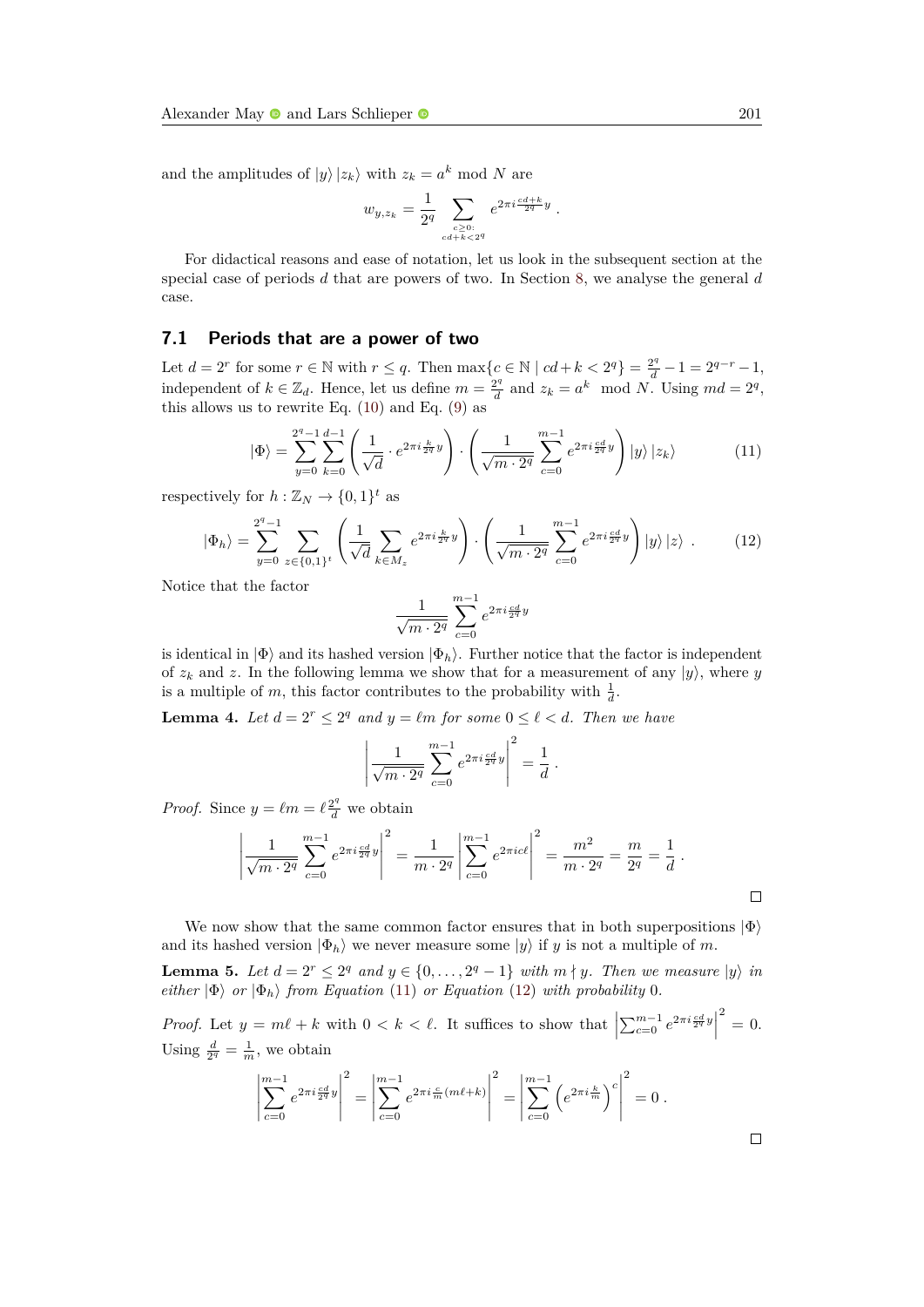and the amplitudes of $|y\rangle|z_k\rangle$ with $z_k = a^k \bmod N$ are

$$w_{y,z_k} = \frac{1}{2^q} \sum_{\substack{c \geq 0: \\ cd+k<2^q}} e^{2\pi i \frac{cd+k}{2^q} y} .$$

For didactical reasons and ease of notation, let us look in the subsequent section at the special case of periods $d$ that are powers of two. In Section 8, we analyse the general $d$ case.

## 7.1 Periods that are a power of two

Let $d = 2^r$ for some $r \in \mathbb{N}$ with $r \leq q$. Then $\max\{c \in \mathbb{N} \mid cd + k < 2^q\} = \frac{2^q}{d} - 1 = 2^{q-r} - 1$, independent of $k \in \mathbb{Z}_d$. Hence, let us define $m = \frac{2^q}{d}$ and $z_k = a^k \mod N$. Using $md = 2^q$, this allows us to rewrite Eq. (10) and Eq. (9) as

$$|\Phi\rangle = \sum_{y=0}^{2^q-1} \sum_{k=0}^{d-1} \left( \frac{1}{\sqrt{d}} \cdot e^{2\pi i \frac{k}{2^q} y} \right) \cdot \left( \frac{1}{\sqrt{m \cdot 2^q}} \sum_{c=0}^{m-1} e^{2\pi i \frac{cd}{2^q} y} \right) |y\rangle |z_k\rangle \tag{11}$$

respectively for $h : \mathbb{Z}_N \to \{0,1\}^t$ as

$$|\Phi_h\rangle = \sum_{y=0}^{2^q-1} \sum_{z \in \{0,1\}^t} \left( \frac{1}{\sqrt{d}} \sum_{k \in M_z} e^{2\pi i \frac{k}{2^q} y} \right) \cdot \left( \frac{1}{\sqrt{m \cdot 2^q}} \sum_{c=0}^{m-1} e^{2\pi i \frac{cd}{2^q} y} \right) |y\rangle |z\rangle \ . \tag{12}$$

Notice that the factor

$$\frac{1}{\sqrt{m \cdot 2^q}} \sum_{c=0}^{m-1} e^{2\pi i \frac{cd}{2^q} y}$$

is identical in $|\Phi\rangle$ and its hashed version $|\Phi_h\rangle$. Further notice that the factor is independent of $z_k$ and $z$. In the following lemma we show that for a measurement of any $|y\rangle$, where $y$ is a multiple of $m$, this factor contributes to the probability with $\frac{1}{d}$.

**Lemma 4.** *Let $d = 2^r \leq 2^q$ and $y = \ell m$ for some $0 \leq \ell < d$. Then we have*

$$\left| \frac{1}{\sqrt{m \cdot 2^q}} \sum_{c=0}^{m-1} e^{2\pi i \frac{cd}{2^q} y} \right|^2 = \frac{1}{d} .$$

*Proof.* Since $y = \ell m = \ell \frac{2^q}{d}$ we obtain

$$\left| \frac{1}{\sqrt{m \cdot 2^q}} \sum_{c=0}^{m-1} e^{2\pi i \frac{cd}{2^q} y} \right|^2 = \frac{1}{m \cdot 2^q} \left| \sum_{c=0}^{m-1} e^{2\pi i c \ell} \right|^2 = \frac{m^2}{m \cdot 2^q} = \frac{m}{2^q} = \frac{1}{d} .$$

□

We now show that the same common factor ensures that in both superpositions $|\Phi\rangle$ and its hashed version $|\Phi_h\rangle$ we never measure some $|y\rangle$ if $y$ is not a multiple of $m$.

**Lemma 5.** *Let $d = 2^r \leq 2^q$ and $y \in \{0, \ldots, 2^q - 1\}$ with $m \nmid y$. Then we measure $|y\rangle$ in either $|\Phi\rangle$ or $|\Phi_h\rangle$ from Equation (11) or Equation (12) with probability 0.*

*Proof.* Let $y = m\ell + k$ with $0 < k < \ell$. It suffices to show that $\left| \sum_{c=0}^{m-1} e^{2\pi i \frac{cd}{2^q} y} \right|^2 = 0$. Using $\frac{d}{2^q} = \frac{1}{m}$, we obtain

$$\left| \sum_{c=0}^{m-1} e^{2\pi i \frac{cd}{2^q} y} \right|^2 = \left| \sum_{c=0}^{m-1} e^{2\pi i \frac{c}{m}(m\ell+k)} \right|^2 = \left| \sum_{c=0}^{m-1} \left( e^{2\pi i \frac{k}{m}} \right)^c \right|^2 = 0 \ .$$

□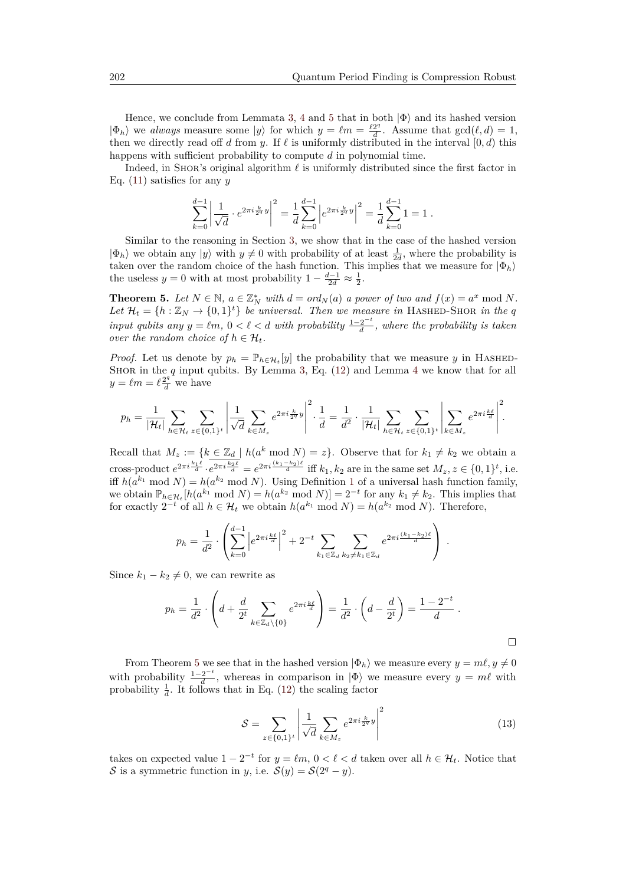Hence, we conclude from Lemmata 3, 4 and 5 that in both $|\Phi\rangle$ and its hashed version $|\Phi_h\rangle$ we *always* measure some $|y\rangle$ for which $y = \ell m = \frac{\ell 2^q}{d}$. Assume that $\gcd(\ell, d) = 1$, then we directly read off $d$ from $y$. If $\ell$ is uniformly distributed in the interval $[0, d)$ this happens with sufficient probability to compute $d$ in polynomial time.

Indeed, in Shor's original algorithm $\ell$ is uniformly distributed since the first factor in Eq. (11) satisfies for any $y$

$$\sum_{k=0}^{d-1} \left| \frac{1}{\sqrt{d}} \cdot e^{2\pi i \frac{k}{2^q} y} \right|^2 = \frac{1}{d} \sum_{k=0}^{d-1} \left| e^{2\pi i \frac{k}{2^q} y} \right|^2 = \frac{1}{d} \sum_{k=0}^{d-1} 1 = 1 .$$

Similar to the reasoning in Section 3, we show that in the case of the hashed version $|\Phi_h\rangle$ we obtain any $|y\rangle$ with $y \neq 0$ with probability of at least $\frac{1}{2d}$, where the probability is taken over the random choice of the hash function. This implies that we measure for $|\Phi_h\rangle$ the useless $y = 0$ with at most probability $1 - \frac{d-1}{2d} \approx \frac{1}{2}$.

**Theorem 5.** *Let $N \in \mathbb{N}$, $a \in \mathbb{Z}_N^*$ with $d = ord_N(a)$ a power of two and $f(x) = a^x \bmod N$. Let $\mathcal{H}_t = \{h : \mathbb{Z}_N \to \{0,1\}^t\}$ be universal. Then we measure in* Hashed-Shor *in the $q$ input qubits any $y = \ell m$, $0 < \ell < d$ with probability $\frac{1-2^{-t}}{d}$, where the probability is taken over the random choice of $h \in \mathcal{H}_t$.*

*Proof.* Let us denote by $p_h = \mathbb{P}_{h \in \mathcal{H}_t}[y]$ the probability that we measure $y$ in Hashed-Shor in the $q$ input qubits. By Lemma 3, Eq. (12) and Lemma 4 we know that for all $y = \ell m = \ell \frac{2^q}{d}$ we have

$$p_h = \frac{1}{|\mathcal{H}_t|} \sum_{h \in \mathcal{H}_t} \sum_{z \in \{0,1\}^t} \left| \frac{1}{\sqrt{d}} \sum_{k \in M_z} e^{2\pi i \frac{k}{2^q} y} \right|^2 \cdot \frac{1}{d} = \frac{1}{d^2} \cdot \frac{1}{|\mathcal{H}_t|} \sum_{h \in \mathcal{H}_t} \sum_{z \in \{0,1\}^t} \left| \sum_{k \in M_z} e^{2\pi i \frac{k\ell}{d}} \right|^2 .$$

Recall that $M_z := \{k \in \mathbb{Z}_d \mid h(a^k \bmod N) = z\}$. Observe that for $k_1 \neq k_2$ we obtain a cross-product $e^{2\pi i \frac{k_1 \ell}{d}} \cdot \overline{e^{2\pi i \frac{k_2 \ell}{d}}} = e^{2\pi i \frac{(k_1 - k_2)\ell}{d}}$ iff $k_1, k_2$ are in the same set $M_z, z \in \{0,1\}^t$, i.e. iff $h(a^{k_1} \bmod N) = h(a^{k_2} \bmod N)$. Using Definition 1 of a universal hash function family, we obtain $\mathbb{P}_{h \in \mathcal{H}_t}[h(a^{k_1} \bmod N) = h(a^{k_2} \bmod N)] = 2^{-t}$ for any $k_1 \neq k_2$. This implies that for exactly $2^{-t}$ of all $h \in \mathcal{H}_t$ we obtain $h(a^{k_1} \bmod N) = h(a^{k_2} \bmod N)$. Therefore,

$$p_h = \frac{1}{d^2} \cdot \left( \sum_{k=0}^{d-1} \left| e^{2\pi i \frac{k\ell}{d}} \right|^2 + 2^{-t} \sum_{k_1 \in \mathbb{Z}_d} \sum_{k_2 \neq k_1 \in \mathbb{Z}_d} e^{2\pi i \frac{(k_1 - k_2)\ell}{d}} \right) .$$

Since $k_1 - k_2 \neq 0$, we can rewrite as

$$p_h = \frac{1}{d^2} \cdot \left( d + \frac{d}{2^t} \sum_{k \in \mathbb{Z}_d \setminus \{0\}} e^{2\pi i \frac{k\ell}{d}} \right) = \frac{1}{d^2} \cdot \left( d - \frac{d}{2^t} \right) = \frac{1 - 2^{-t}}{d} .$$

$\square$

From Theorem 5 we see that in the hashed version $|\Phi_h\rangle$ we measure every $y = m\ell, y \neq 0$ with probability $\frac{1-2^{-t}}{d}$, whereas in comparison in $|\Phi\rangle$ we measure every $y = m\ell$ with probability $\frac{1}{d}$. It follows that in Eq. (12) the scaling factor

$$\mathcal{S} = \sum_{z \in \{0,1\}^t} \left| \frac{1}{\sqrt{d}} \sum_{k \in M_z} e^{2\pi i \frac{k}{2^q} y} \right|^2 \tag{13}$$

takes on expected value $1 - 2^{-t}$ for $y = \ell m$, $0 < \ell < d$ taken over all $h \in \mathcal{H}_t$. Notice that $\mathcal{S}$ is a symmetric function in $y$, i.e. $\mathcal{S}(y) = \mathcal{S}(2^q - y)$.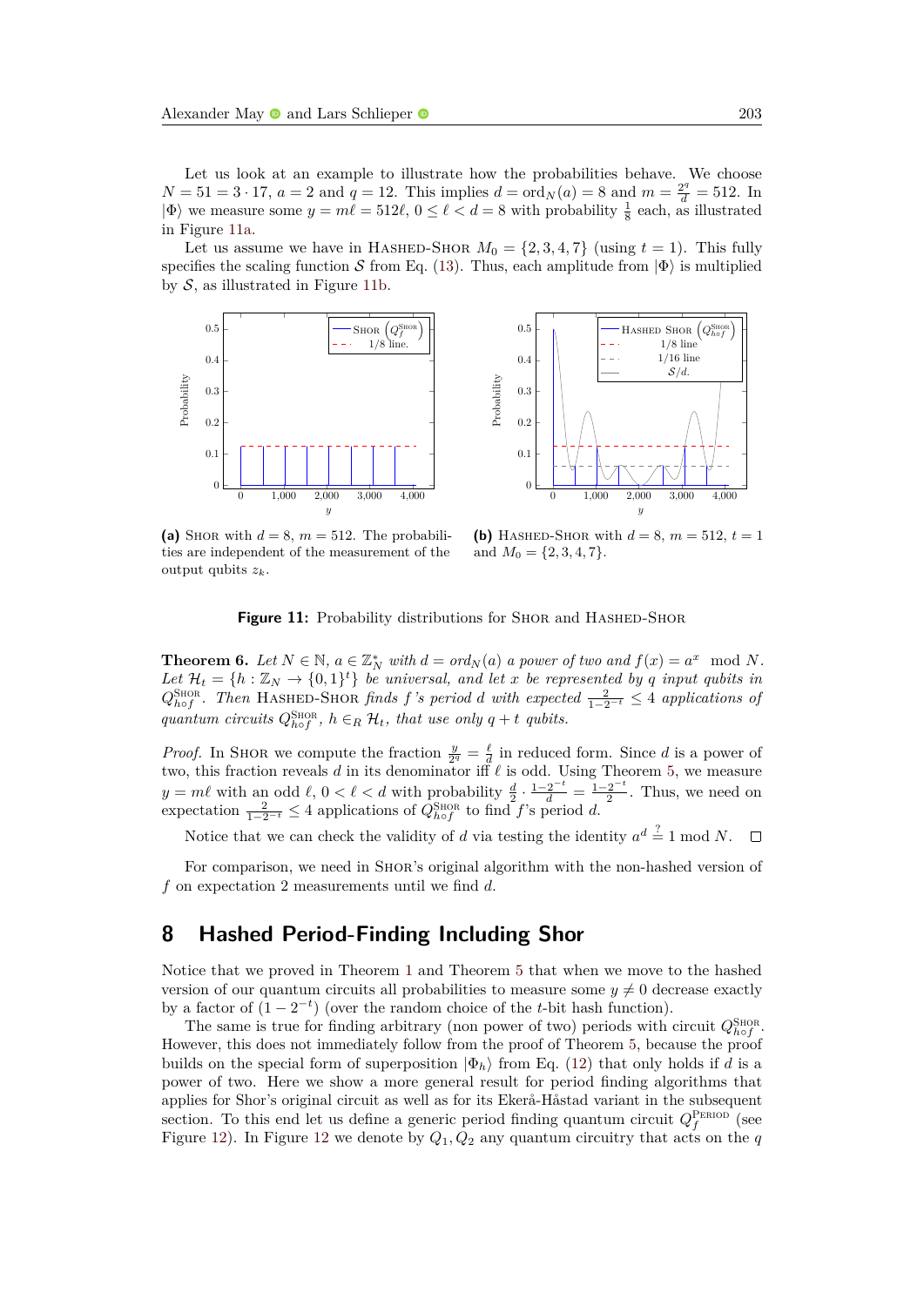Let us look at an example to illustrate how the probabilities behave. We choose $N = 51 = 3 \cdot 17$, $a = 2$ and $q = 12$. This implies $d = \text{ord}_N(a) = 8$ and $m = \frac{2^q}{d} = 512$. In $|\Phi\rangle$ we measure some $y = m\ell = 512\ell$, $0 \le \ell < d = 8$ with probability $\frac{1}{8}$ each, as illustrated in Figure 11a.

Let us assume we have in Hashed-Shor $M_0 = \{2, 3, 4, 7\}$ (using $t = 1$). This fully specifies the scaling function $\mathcal{S}$ from Eq. (13). Thus, each amplitude from $|\Phi\rangle$ is multiplied by $\mathcal{S}$, as illustrated in Figure 11b.

**(a)** Shor with $d = 8$, $m = 512$. The probabilities are independent of the measurement of the output qubits $z_k$.

**(b)** Hashed-Shor with $d = 8$, $m = 512$, $t = 1$ and $M_0 = \{2, 3, 4, 7\}$.

**Figure 11:** Probability distributions for Shor and Hashed-Shor

**Theorem 6.** *Let $N \in \mathbb{N}$, $a \in \mathbb{Z}_N^*$ with $d = ord_N(a)$ a power of two and $f(x) = a^x \mod N$. Let $\mathcal{H}_t = \{h : \mathbb{Z}_N \to \{0,1\}^t\}$ be universal, and let $x$ be represented by $q$ input qubits in $Q_{h \circ f}^{\text{Shor}}$. Then Hashed-Shor finds $f$'s period $d$ with expected $\frac{2}{1-2^{-t}} \le 4$ applications of quantum circuits $Q_{h \circ f}^{\text{Shor}}$, $h \in_R \mathcal{H}_t$, that use only $q + t$ qubits.*

*Proof.* In Shor we compute the fraction $\frac{y}{2^q} = \frac{\ell}{d}$ in reduced form. Since $d$ is a power of two, this fraction reveals $d$ in its denominator iff $\ell$ is odd. Using Theorem 5, we measure $y = m\ell$ with an odd $\ell$, $0 < \ell < d$ with probability $\frac{d}{2} \cdot \frac{1-2^{-t}}{d} = \frac{1-2^{-t}}{2}$. Thus, we need on expectation $\frac{2}{1-2^{-t}} \le 4$ applications of $Q_{h \circ f}^{\text{Shor}}$ to find $f$'s period $d$.

Notice that we can check the validity of $d$ via testing the identity $a^d \stackrel{?}{=} 1 \mod N$. □

For comparison, we need in Shor's original algorithm with the non-hashed version of $f$ on expectation 2 measurements until we find $d$.

## 8 Hashed Period-Finding Including Shor

Notice that we proved in Theorem 1 and Theorem 5 that when we move to the hashed version of our quantum circuits all probabilities to measure some $y \neq 0$ decrease exactly by a factor of $(1 - 2^{-t})$ (over the random choice of the $t$-bit hash function).

The same is true for finding arbitrary (non power of two) periods with circuit $Q_{h \circ f}^{\text{Shor}}$. However, this does not immediately follow from the proof of Theorem 5, because the proof builds on the special form of superposition $|\Phi_h\rangle$ from Eq. (12) that only holds if $d$ is a power of two. Here we show a more general result for period finding algorithms that applies for Shor's original circuit as well as for its Ekerå-Håstad variant in the subsequent section. To this end let us define a generic period finding quantum circuit $Q_f^{\text{Period}}$ (see Figure 12). In Figure 12 we denote by $Q_1, Q_2$ any quantum circuitry that acts on the $q$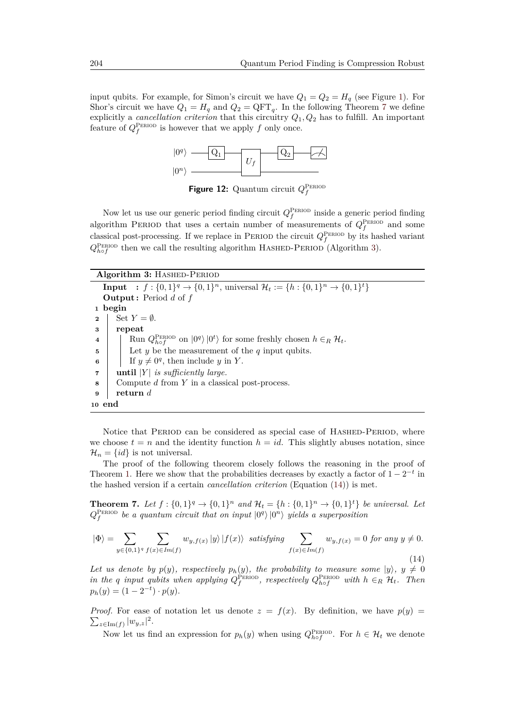input qubits. For example, for Simon's circuit we have $Q_1 = Q_2 = H_q$ (see Figure 1). For Shor's circuit we have $Q_1 = H_q$ and $Q_2 = \text{QFT}_q$. In the following Theorem 7 we define explicitly a *cancellation criterion* that this circuitry $Q_1, Q_2$ has to fulfill. An important feature of $Q_f^{\text{PERIOD}}$ is however that we apply $f$ only once.

**Figure 12:** Quantum circuit $Q_f^{\text{PERIOD}}$

Now let us use our generic period finding circuit $Q_f^{\text{PERIOD}}$ inside a generic period finding algorithm PERIOD that uses a certain number of measurements of $Q_f^{\text{PERIOD}}$ and some classical post-processing. If we replace in PERIOD the circuit $Q_f^{\text{PERIOD}}$ by its hashed variant $Q_{h\circ f}^{\text{PERIOD}}$ then we call the resulting algorithm HASHED-PERIOD (Algorithm 3).

**Algorithm 3:** HASHED-PERIOD

**Input :** $f : \{0,1\}^q \to \{0,1\}^n$, universal $\mathcal{H}_t := \{h : \{0,1\}^n \to \{0,1\}^t\}$
**Output :** Period $d$ of $f$

```
1  begin
2      Set Y = ∅.
3      repeat
4          Run Q^PERIOD_{h∘f} on |0^q⟩|0^t⟩ for some freshly chosen h ∈_R H_t.
5          Let y be the measurement of the q input qubits.
6          If y ≠ 0^q, then include y in Y.
7      until |Y| is sufficiently large.
8      Compute d from Y in a classical post-process.
9      return d
10 end
```

Notice that PERIOD can be considered as special case of HASHED-PERIOD, where we choose $t = n$ and the identity function $h = id$. This slightly abuses notation, since $\mathcal{H}_n = \{id\}$ is not universal.

The proof of the following theorem closely follows the reasoning in the proof of Theorem 1. Here we show that the probabilities decreases by exactly a factor of $1 - 2^{-t}$ in the hashed version if a certain *cancellation criterion* (Equation (14)) is met.

**Theorem 7.** *Let $f : \{0,1\}^q \to \{0,1\}^n$ and $\mathcal{H}_t = \{h : \{0,1\}^n \to \{0,1\}^t\}$ be universal. Let $Q_f^{\text{PERIOD}}$ be a quantum circuit that on input $|0^q\rangle |0^n\rangle$ yields a superposition*

$$|\Phi\rangle = \sum_{y \in \{0,1\}^q} \sum_{f(x) \in Im(f)} w_{y,f(x)} |y\rangle |f(x)\rangle \;\; \textit{satisfying} \sum_{f(x) \in Im(f)} w_{y,f(x)} = 0 \textit{ for any } y \neq 0. \tag{14}$$

*Let us denote by $p(y)$, respectively $p_h(y)$, the probability to measure some $|y\rangle$, $y \neq 0$ in the $q$ input qubits when applying $Q_f^{\text{PERIOD}}$, respectively $Q_{h\circ f}^{\text{PERIOD}}$ with $h \in_R \mathcal{H}_t$. Then $p_h(y) = (1 - 2^{-t}) \cdot p(y)$.*

*Proof.* For ease of notation let us denote $z = f(x)$. By definition, we have $p(y) = \sum_{z \in \text{Im}(f)} |w_{y,z}|^2$.

Now let us find an expression for $p_h(y)$ when using $Q_{h\circ f}^{\text{PERIOD}}$. For $h \in \mathcal{H}_t$ we denote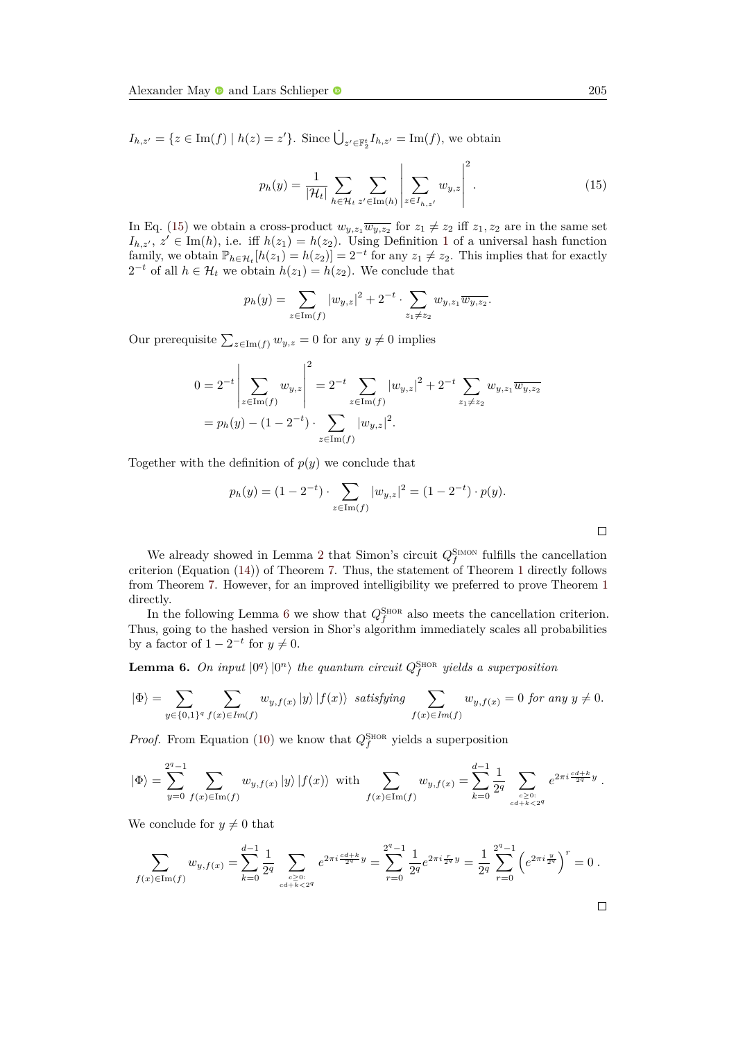$I_{h,z'} = \{z \in \text{Im}(f) \mid h(z) = z'\}$. Since $\dot{\bigcup}_{z' \in \mathbb{F}_2^t} I_{h,z'} = \text{Im}(f)$, we obtain

$$p_h(y) = \frac{1}{|\mathcal{H}_t|} \sum_{h \in \mathcal{H}_t} \sum_{z' \in \text{Im}(h)} \left| \sum_{z \in I_{h,z'}} w_{y,z} \right|^2 . \tag{15}$$

In Eq. (15) we obtain a cross-product $w_{y,z_1}\overline{w_{y,z_2}}$ for $z_1 \neq z_2$ iff $z_1, z_2$ are in the same set $I_{h,z'}$, $z' \in \text{Im}(h)$, i.e. iff $h(z_1) = h(z_2)$. Using Definition 1 of a universal hash function family, we obtain $\mathbb{P}_{h \in \mathcal{H}_t}[h(z_1) = h(z_2)] = 2^{-t}$ for any $z_1 \neq z_2$. This implies that for exactly $2^{-t}$ of all $h \in \mathcal{H}_t$ we obtain $h(z_1) = h(z_2)$. We conclude that

$$p_h(y) = \sum_{z \in \text{Im}(f)} |w_{y,z}|^2 + 2^{-t} \cdot \sum_{z_1 \neq z_2} w_{y,z_1}\overline{w_{y,z_2}}.$$

Our prerequisite $\sum_{z \in \text{Im}(f)} w_{y,z} = 0$ for any $y \neq 0$ implies

$$\begin{aligned}
0 = 2^{-t} \left| \sum_{z \in \text{Im}(f)} w_{y,z} \right|^2 &= 2^{-t} \sum_{z \in \text{Im}(f)} |w_{y,z}|^2 + 2^{-t} \sum_{z_1 \neq z_2} w_{y,z_1}\overline{w_{y,z_2}} \\
&= p_h(y) - (1 - 2^{-t}) \cdot \sum_{z \in \text{Im}(f)} |w_{y,z}|^2.
\end{aligned}$$

Together with the definition of $p(y)$ we conclude that

$$p_h(y) = (1 - 2^{-t}) \cdot \sum_{z \in \text{Im}(f)} |w_{y,z}|^2 = (1 - 2^{-t}) \cdot p(y).$$

$\square$

We already showed in Lemma 2 that Simon's circuit $Q_f^{\text{SIMON}}$ fulfills the cancellation criterion (Equation (14)) of Theorem 7. Thus, the statement of Theorem 1 directly follows from Theorem 7. However, for an improved intelligibility we preferred to prove Theorem 1 directly.

In the following Lemma 6 we show that $Q_f^{\text{SHOR}}$ also meets the cancellation criterion. Thus, going to the hashed version in Shor's algorithm immediately scales all probabilities by a factor of $1 - 2^{-t}$ for $y \neq 0$.

**Lemma 6.** *On input $|0^q\rangle\,|0^n\rangle$ the quantum circuit $Q_f^{\text{SHOR}}$ yields a superposition*

$$|\Phi\rangle = \sum_{y \in \{0,1\}^q} \sum_{f(x) \in Im(f)} w_{y,f(x)} \,|y\rangle\,|f(x)\rangle \;\; \textit{satisfying} \;\; \sum_{f(x) \in Im(f)} w_{y,f(x)} = 0 \textit{ for any } y \neq 0.$$

*Proof.* From Equation (10) we know that $Q_f^{\text{SHOR}}$ yields a superposition

$$|\Phi\rangle = \sum_{y=0}^{2^q-1} \sum_{f(x) \in \text{Im}(f)} w_{y,f(x)} \,|y\rangle\,|f(x)\rangle \;\text{ with }\; \sum_{f(x) \in \text{Im}(f)} w_{y,f(x)} = \sum_{k=0}^{d-1} \frac{1}{2^q} \sum_{\substack{c \geq 0: \\ cd+k < 2^q}} e^{2\pi i \frac{cd+k}{2^q} y} .$$

We conclude for $y \neq 0$ that

$$\sum_{f(x) \in \text{Im}(f)} w_{y,f(x)} = \sum_{k=0}^{d-1} \frac{1}{2^q} \sum_{\substack{c \geq 0: \\ cd+k < 2^q}} e^{2\pi i \frac{cd+k}{2^q} y} = \sum_{r=0}^{2^q-1} \frac{1}{2^q} e^{2\pi i \frac{r}{2^q} y} = \frac{1}{2^q} \sum_{r=0}^{2^q-1} \left( e^{2\pi i \frac{y}{2^q}} \right)^r = 0 \,.$$

$\square$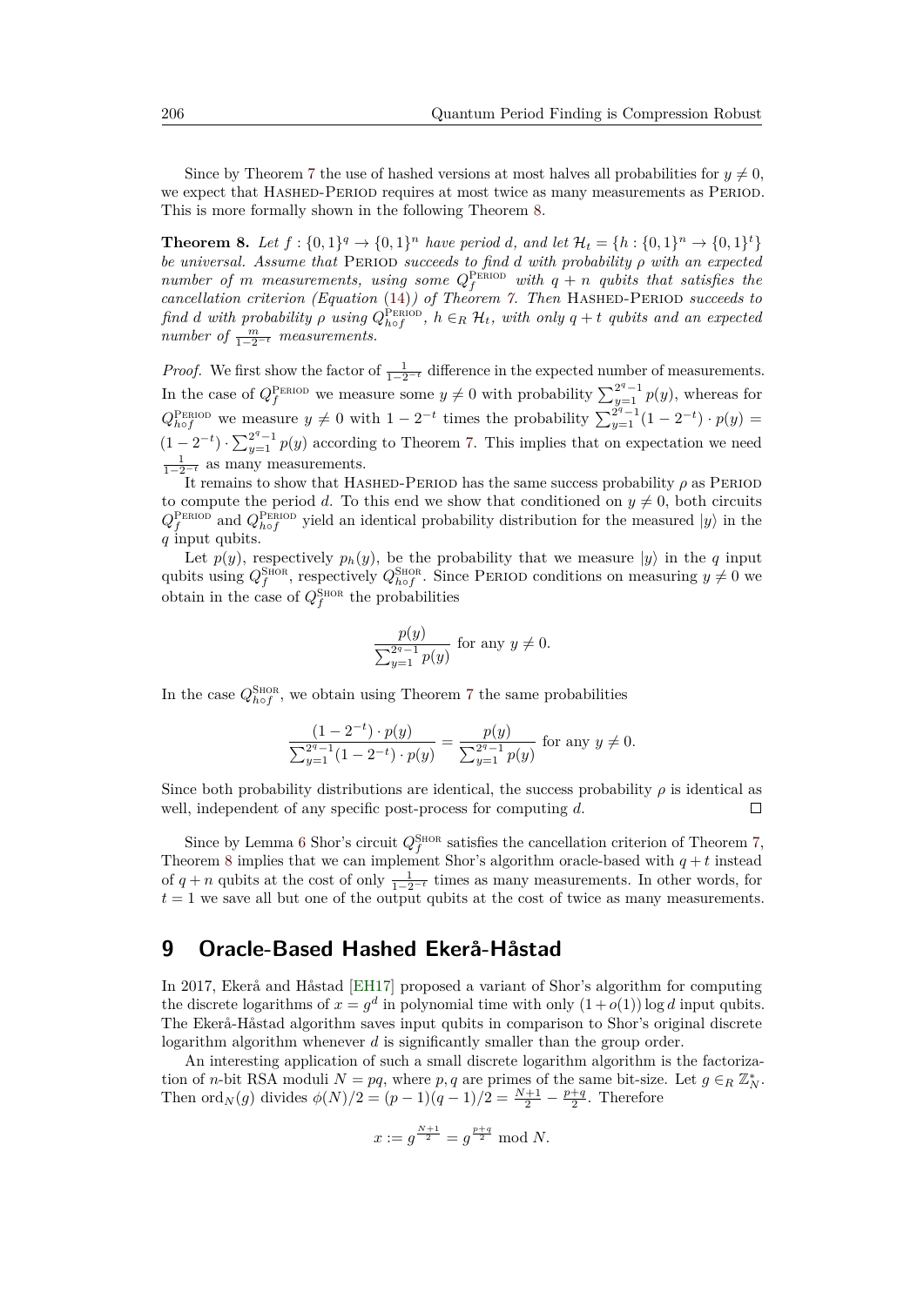Since by Theorem 7 the use of hashed versions at most halves all probabilities for $y \neq 0$, we expect that Hashed-Period requires at most twice as many measurements as Period. This is more formally shown in the following Theorem 8.

**Theorem 8.** *Let $f : \{0,1\}^q \to \{0,1\}^n$ have period $d$, and let $\mathcal{H}_t = \{h : \{0,1\}^n \to \{0,1\}^t\}$ be universal. Assume that* Period *succeeds to find $d$ with probability $\rho$ with an expected number of $m$ measurements, using some $Q_f^{\text{Period}}$ with $q+n$ qubits that satisfies the cancellation criterion (Equation (14)) of Theorem 7. Then* Hashed-Period *succeeds to find $d$ with probability $\rho$ using $Q_{h\circ f}^{\text{Period}}$, $h \in_R \mathcal{H}_t$, with only $q+t$ qubits and an expected number of $\frac{m}{1-2^{-t}}$ measurements.*

*Proof.* We first show the factor of $\frac{1}{1-2^{-t}}$ difference in the expected number of measurements. In the case of $Q_f^{\text{Period}}$ we measure some $y \neq 0$ with probability $\sum_{y=1}^{2^q-1} p(y)$, whereas for $Q_{h\circ f}^{\text{Period}}$ we measure $y \neq 0$ with $1-2^{-t}$ times the probability $\sum_{y=1}^{2^q-1}(1-2^{-t}) \cdot p(y) = (1-2^{-t}) \cdot \sum_{y=1}^{2^q-1} p(y)$ according to Theorem 7. This implies that on expectation we need $\frac{1}{1-2^{-t}}$ as many measurements.

It remains to show that Hashed-Period has the same success probability $\rho$ as Period to compute the period $d$. To this end we show that conditioned on $y \neq 0$, both circuits $Q_f^{\text{Period}}$ and $Q_{h\circ f}^{\text{Period}}$ yield an identical probability distribution for the measured $|y\rangle$ in the $q$ input qubits.

Let $p(y)$, respectively $p_h(y)$, be the probability that we measure $|y\rangle$ in the $q$ input qubits using $Q_f^{\text{Shor}}$, respectively $Q_{h\circ f}^{\text{Shor}}$. Since Period conditions on measuring $y \neq 0$ we obtain in the case of $Q_f^{\text{Shor}}$ the probabilities

$$\frac{p(y)}{\sum_{y=1}^{2^q-1} p(y)} \text{ for any } y \neq 0.$$

In the case $Q_{h\circ f}^{\text{Shor}}$, we obtain using Theorem 7 the same probabilities

$$\frac{(1-2^{-t}) \cdot p(y)}{\sum_{y=1}^{2^q-1}(1-2^{-t}) \cdot p(y)} = \frac{p(y)}{\sum_{y=1}^{2^q-1} p(y)} \text{ for any } y \neq 0.$$

Since both probability distributions are identical, the success probability $\rho$ is identical as well, independent of any specific post-process for computing $d$. ◻

Since by Lemma 6 Shor's circuit $Q_f^{\text{Shor}}$ satisfies the cancellation criterion of Theorem 7, Theorem 8 implies that we can implement Shor's algorithm oracle-based with $q+t$ instead of $q+n$ qubits at the cost of only $\frac{1}{1-2^{-t}}$ times as many measurements. In other words, for $t=1$ we save all but one of the output qubits at the cost of twice as many measurements.

## 9 Oracle-Based Hashed Ekerå-Håstad

In 2017, Ekerå and Håstad [EH17] proposed a variant of Shor's algorithm for computing the discrete logarithms of $x = g^d$ in polynomial time with only $(1+o(1))\log d$ input qubits. The Ekerå-Håstad algorithm saves input qubits in comparison to Shor's original discrete logarithm algorithm whenever $d$ is significantly smaller than the group order.

An interesting application of such a small discrete logarithm algorithm is the factorization of $n$-bit RSA moduli $N = pq$, where $p, q$ are primes of the same bit-size. Let $g \in_R \mathbb{Z}_N^*$. Then $\text{ord}_N(g)$ divides $\phi(N)/2 = (p-1)(q-1)/2 = \frac{N+1}{2} - \frac{p+q}{2}$. Therefore

$$x := g^{\frac{N+1}{2}} = g^{\frac{p+q}{2}} \bmod N.$$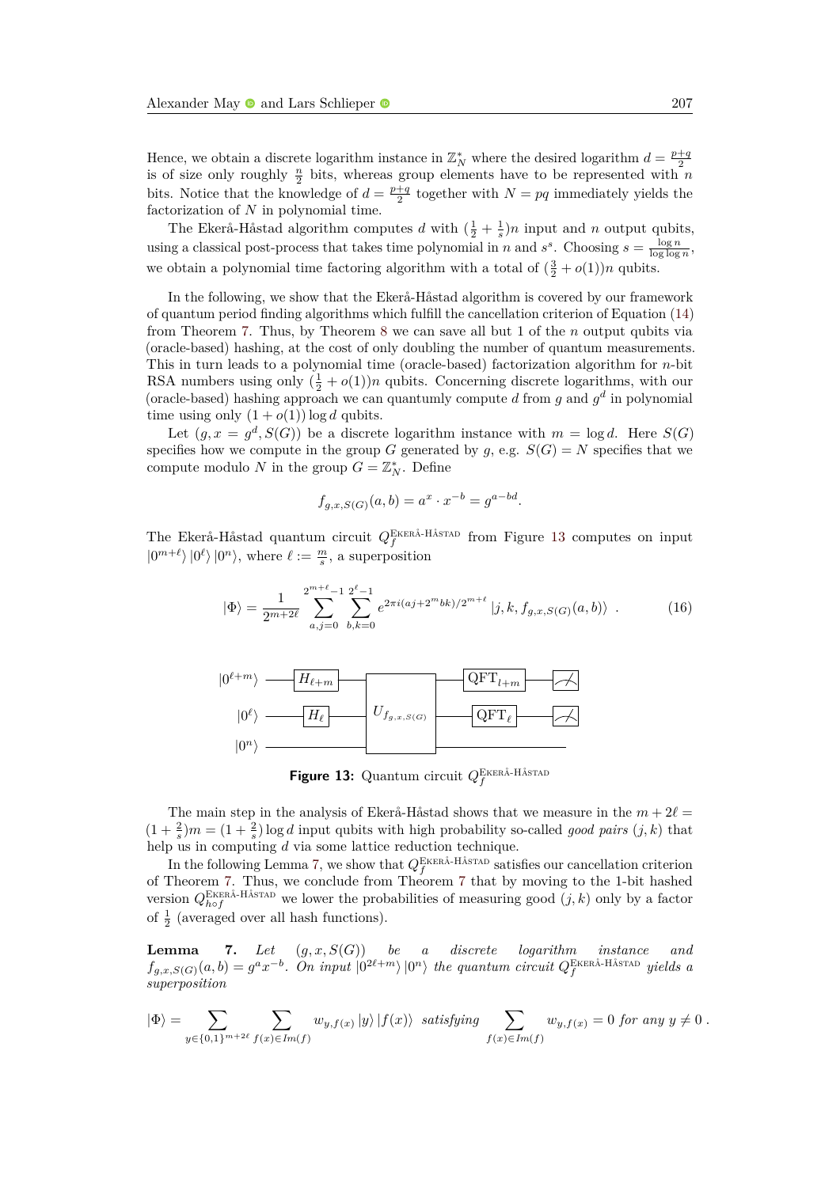Hence, we obtain a discrete logarithm instance in $\mathbb{Z}_N^*$ where the desired logarithm $d = \frac{p+q}{2}$ is of size only roughly $\frac{n}{2}$ bits, whereas group elements have to be represented with $n$ bits. Notice that the knowledge of $d = \frac{p+q}{2}$ together with $N = pq$ immediately yields the factorization of $N$ in polynomial time.

The Ekerå-Håstad algorithm computes $d$ with $(\frac{1}{2} + \frac{1}{s})n$ input and $n$ output qubits, using a classical post-process that takes time polynomial in $n$ and $s^s$. Choosing $s = \frac{\log n}{\log \log n}$, we obtain a polynomial time factoring algorithm with a total of $(\frac{3}{2} + o(1))n$ qubits.

In the following, we show that the Ekerå-Håstad algorithm is covered by our framework of quantum period finding algorithms which fulfill the cancellation criterion of Equation (14) from Theorem 7. Thus, by Theorem 8 we can save all but 1 of the $n$ output qubits via (oracle-based) hashing, at the cost of only doubling the number of quantum measurements. This in turn leads to a polynomial time (oracle-based) factorization algorithm for $n$-bit RSA numbers using only $(\frac{1}{2} + o(1))n$ qubits. Concerning discrete logarithms, with our (oracle-based) hashing approach we can quantumly compute $d$ from $g$ and $g^d$ in polynomial time using only $(1 + o(1)) \log d$ qubits.

Let $(g, x = g^d, S(G))$ be a discrete logarithm instance with $m = \log d$. Here $S(G)$ specifies how we compute in the group $G$ generated by $g$, e.g. $S(G) = N$ specifies that we compute modulo $N$ in the group $G = \mathbb{Z}_N^*$. Define

$$f_{g,x,S(G)}(a, b) = a^x \cdot x^{-b} = g^{a-bd}.$$

The Ekerå-Håstad quantum circuit $Q_f^{\text{EKERÅ-HÅSTAD}}$ from Figure 13 computes on input $|0^{m+\ell}\rangle\,|0^\ell\rangle\,|0^n\rangle$, where $\ell := \frac{m}{s}$, a superposition

$$|\Phi\rangle = \frac{1}{2^{m+2\ell}} \sum_{a,j=0}^{2^{m+\ell}-1} \sum_{b,k=0}^{2^\ell - 1} e^{2\pi i(aj + 2^m bk)/2^{m+\ell}} \,|j, k, f_{g,x,S(G)}(a, b)\rangle \ . \tag{16}$$

**Figure 13:** Quantum circuit $Q_f^{\text{EKERÅ-HÅSTAD}}$

The main step in the analysis of Ekerå-Håstad shows that we measure in the $m + 2\ell = (1 + \frac{2}{s})m = (1 + \frac{2}{s}) \log d$ input qubits with high probability so-called *good pairs* $(j, k)$ that help us in computing $d$ via some lattice reduction technique.

In the following Lemma 7, we show that $Q_f^{\text{EKERÅ-HÅSTAD}}$ satisfies our cancellation criterion of Theorem 7. Thus, we conclude from Theorem 7 that by moving to the 1-bit hashed version $Q_{h \circ f}^{\text{EKERÅ-HÅSTAD}}$ we lower the probabilities of measuring good $(j, k)$ only by a factor of $\frac{1}{2}$ (averaged over all hash functions).

**Lemma 7.** *Let $(g, x, S(G))$ be a discrete logarithm instance and $f_{g,x,S(G)}(a, b) = g^a x^{-b}$. On input $|0^{2\ell+m}\rangle\,|0^n\rangle$ the quantum circuit $Q_f^{\text{EKERÅ-HÅSTAD}}$ yields a superposition*

$$|\Phi\rangle = \sum_{y \in \{0,1\}^{m+2\ell}} \sum_{f(x) \in Im(f)} w_{y,f(x)}\,|y\rangle\,|f(x)\rangle \ \ \textit{satisfying} \ \sum_{f(x) \in Im(f)} w_{y,f(x)} = 0 \textit{ for any } y \neq 0\,.$$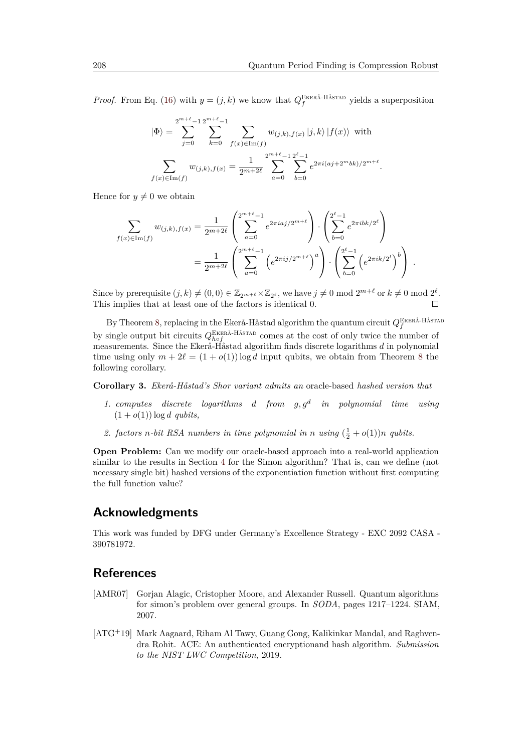*Proof.* From Eq. (16) with $y = (j,k)$ we know that $Q_f^{\text{Ekerå-Håstad}}$ yields a superposition

$$|\Phi\rangle = \sum_{j=0}^{2^{m+\ell}-1} \sum_{k=0}^{2^{m+\ell}-1} \sum_{f(x)\in \mathrm{Im}(f)} w_{(j,k),f(x)} |j,k\rangle |f(x)\rangle \text{ with}$$

$$\sum_{f(x)\in \mathrm{Im}(f)} w_{(j,k),f(x)} = \frac{1}{2^{m+2\ell}} \sum_{a=0}^{2^{m+\ell}-1} \sum_{b=0}^{2^\ell -1} e^{2\pi i (aj + 2^m bk)/2^{m+\ell}}.$$

Hence for $y \neq 0$ we obtain

$$\begin{aligned}
\sum_{f(x)\in \mathrm{Im}(f)} w_{(j,k),f(x)} &= \frac{1}{2^{m+2\ell}} \left( \sum_{a=0}^{2^{m+\ell}-1} e^{2\pi i aj/2^{m+\ell}} \right) \cdot \left( \sum_{b=0}^{2^\ell-1} e^{2\pi i bk/2^\ell} \right) \\
&= \frac{1}{2^{m+2\ell}} \left( \sum_{a=0}^{2^{m+\ell}-1} \left( e^{2\pi i j/2^{m+\ell}} \right)^a \right) \cdot \left( \sum_{b=0}^{2^\ell-1} \left( e^{2\pi i k/2^\ell} \right)^b \right) .
\end{aligned}$$

Since by prerequisite $(j,k) \neq (0,0) \in \mathbb{Z}_{2^{m+\ell}} \times \mathbb{Z}_{2^\ell}$, we have $j \neq 0 \bmod 2^{m+\ell}$ or $k \neq 0 \bmod 2^\ell$. This implies that at least one of the factors is identical 0. ◻

By Theorem 8, replacing in the Ekerå-Håstad algorithm the quantum circuit $Q_f^{\text{Ekerå-Håstad}}$ by single output bit circuits $Q_{h\circ f}^{\text{Ekerå-Håstad}}$ comes at the cost of only twice the number of measurements. Since the Ekerå-Håstad algorithm finds discrete logarithms $d$ in polynomial time using only $m + 2\ell = (1+o(1))\log d$ input qubits, we obtain from Theorem 8 the following corollary.

**Corollary 3.** *Ekerå-Håstad's Shor variant admits an* oracle-based *hashed version that*

1. *computes discrete logarithms $d$ from $g, g^d$ in polynomial time using $(1+o(1))\log d$ qubits,*
2. *factors $n$-bit RSA numbers in time polynomial in $n$ using $(\frac{1}{2}+o(1))n$ qubits.*

**Open Problem:** Can we modify our oracle-based approach into a real-world application similar to the results in Section 4 for the Simon algorithm? That is, can we define (not necessary single bit) hashed versions of the exponentiation function without first computing the full function value?

## Acknowledgments

This work was funded by DFG under Germany's Excellence Strategy - EXC 2092 CASA - 390781972.

## References

[AMR07] Gorjan Alagic, Cristopher Moore, and Alexander Russell. Quantum algorithms for simon's problem over general groups. In *SODA*, pages 1217–1224. SIAM, 2007.

[ATG+19] Mark Aagaard, Riham Al Tawy, Guang Gong, Kalikinkar Mandal, and Raghvendra Rohit. ACE: An authenticated encryptionand hash algorithm. *Submission to the NIST LWC Competition*, 2019.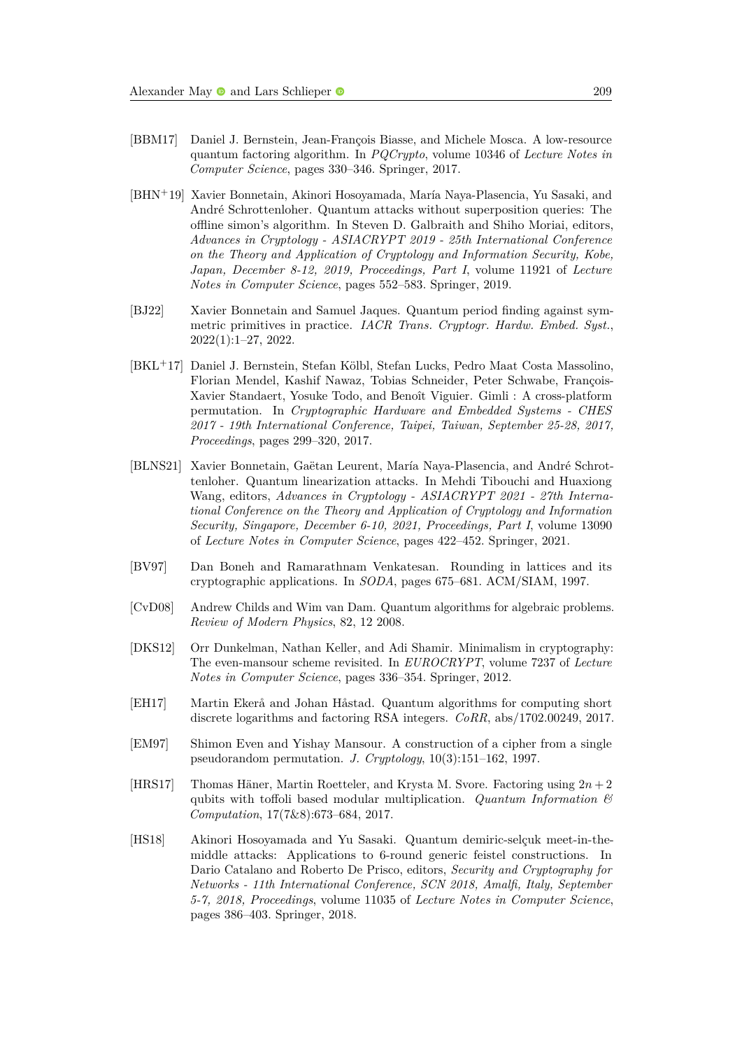[BBM17] Daniel J. Bernstein, Jean-François Biasse, and Michele Mosca. A low-resource quantum factoring algorithm. In *PQCrypto*, volume 10346 of *Lecture Notes in Computer Science*, pages 330–346. Springer, 2017.

[BHN+19] Xavier Bonnetain, Akinori Hosoyamada, María Naya-Plasencia, Yu Sasaki, and André Schrottenloher. Quantum attacks without superposition queries: The offline simon's algorithm. In Steven D. Galbraith and Shiho Moriai, editors, *Advances in Cryptology - ASIACRYPT 2019 - 25th International Conference on the Theory and Application of Cryptology and Information Security, Kobe, Japan, December 8-12, 2019, Proceedings, Part I*, volume 11921 of *Lecture Notes in Computer Science*, pages 552–583. Springer, 2019.

[BJ22] Xavier Bonnetain and Samuel Jaques. Quantum period finding against symmetric primitives in practice. *IACR Trans. Cryptogr. Hardw. Embed. Syst.*, 2022(1):1–27, 2022.

[BKL+17] Daniel J. Bernstein, Stefan Kölbl, Stefan Lucks, Pedro Maat Costa Massolino, Florian Mendel, Kashif Nawaz, Tobias Schneider, Peter Schwabe, François-Xavier Standaert, Yosuke Todo, and Benoît Viguier. Gimli : A cross-platform permutation. In *Cryptographic Hardware and Embedded Systems - CHES 2017 - 19th International Conference, Taipei, Taiwan, September 25-28, 2017, Proceedings*, pages 299–320, 2017.

[BLNS21] Xavier Bonnetain, Gaëtan Leurent, María Naya-Plasencia, and André Schrottenloher. Quantum linearization attacks. In Mehdi Tibouchi and Huaxiong Wang, editors, *Advances in Cryptology - ASIACRYPT 2021 - 27th International Conference on the Theory and Application of Cryptology and Information Security, Singapore, December 6-10, 2021, Proceedings, Part I*, volume 13090 of *Lecture Notes in Computer Science*, pages 422–452. Springer, 2021.

[BV97] Dan Boneh and Ramarathnam Venkatesan. Rounding in lattices and its cryptographic applications. In *SODA*, pages 675–681. ACM/SIAM, 1997.

[CvD08] Andrew Childs and Wim van Dam. Quantum algorithms for algebraic problems. *Review of Modern Physics*, 82, 12 2008.

[DKS12] Orr Dunkelman, Nathan Keller, and Adi Shamir. Minimalism in cryptography: The even-mansour scheme revisited. In *EUROCRYPT*, volume 7237 of *Lecture Notes in Computer Science*, pages 336–354. Springer, 2012.

[EH17] Martin Ekerå and Johan Håstad. Quantum algorithms for computing short discrete logarithms and factoring RSA integers. *CoRR*, abs/1702.00249, 2017.

[EM97] Shimon Even and Yishay Mansour. A construction of a cipher from a single pseudorandom permutation. *J. Cryptology*, 10(3):151–162, 1997.

[HRS17] Thomas Häner, Martin Roetteler, and Krysta M. Svore. Factoring using $2n+2$ qubits with toffoli based modular multiplication. *Quantum Information & Computation*, 17(7&8):673–684, 2017.

[HS18] Akinori Hosoyamada and Yu Sasaki. Quantum demiric-selçuk meet-in-the-middle attacks: Applications to 6-round generic feistel constructions. In Dario Catalano and Roberto De Prisco, editors, *Security and Cryptography for Networks - 11th International Conference, SCN 2018, Amalfi, Italy, September 5-7, 2018, Proceedings*, volume 11035 of *Lecture Notes in Computer Science*, pages 386–403. Springer, 2018.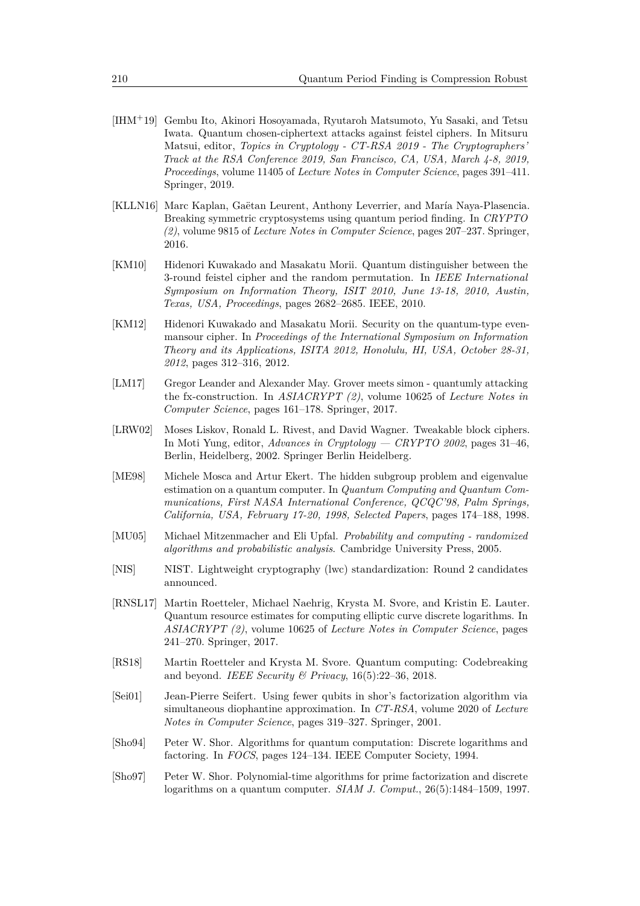[IHM+19] Gembu Ito, Akinori Hosoyamada, Ryutaroh Matsumoto, Yu Sasaki, and Tetsu Iwata. Quantum chosen-ciphertext attacks against feistel ciphers. In Mitsuru Matsui, editor, *Topics in Cryptology - CT-RSA 2019 - The Cryptographers' Track at the RSA Conference 2019, San Francisco, CA, USA, March 4-8, 2019, Proceedings*, volume 11405 of *Lecture Notes in Computer Science*, pages 391–411. Springer, 2019.

[KLLN16] Marc Kaplan, Gaëtan Leurent, Anthony Leverrier, and María Naya-Plasencia. Breaking symmetric cryptosystems using quantum period finding. In *CRYPTO (2)*, volume 9815 of *Lecture Notes in Computer Science*, pages 207–237. Springer, 2016.

[KM10] Hidenori Kuwakado and Masakatu Morii. Quantum distinguisher between the 3-round feistel cipher and the random permutation. In *IEEE International Symposium on Information Theory, ISIT 2010, June 13-18, 2010, Austin, Texas, USA, Proceedings*, pages 2682–2685. IEEE, 2010.

[KM12] Hidenori Kuwakado and Masakatu Morii. Security on the quantum-type even-mansour cipher. In *Proceedings of the International Symposium on Information Theory and its Applications, ISITA 2012, Honolulu, HI, USA, October 28-31, 2012*, pages 312–316, 2012.

[LM17] Gregor Leander and Alexander May. Grover meets simon - quantumly attacking the fx-construction. In *ASIACRYPT (2)*, volume 10625 of *Lecture Notes in Computer Science*, pages 161–178. Springer, 2017.

[LRW02] Moses Liskov, Ronald L. Rivest, and David Wagner. Tweakable block ciphers. In Moti Yung, editor, *Advances in Cryptology — CRYPTO 2002*, pages 31–46, Berlin, Heidelberg, 2002. Springer Berlin Heidelberg.

[ME98] Michele Mosca and Artur Ekert. The hidden subgroup problem and eigenvalue estimation on a quantum computer. In *Quantum Computing and Quantum Communications, First NASA International Conference, QCQC'98, Palm Springs, California, USA, February 17-20, 1998, Selected Papers*, pages 174–188, 1998.

[MU05] Michael Mitzenmacher and Eli Upfal. *Probability and computing - randomized algorithms and probabilistic analysis*. Cambridge University Press, 2005.

[NIS] NIST. Lightweight cryptography (lwc) standardization: Round 2 candidates announced.

[RNSL17] Martin Roetteler, Michael Naehrig, Krysta M. Svore, and Kristin E. Lauter. Quantum resource estimates for computing elliptic curve discrete logarithms. In *ASIACRYPT (2)*, volume 10625 of *Lecture Notes in Computer Science*, pages 241–270. Springer, 2017.

[RS18] Martin Roetteler and Krysta M. Svore. Quantum computing: Codebreaking and beyond. *IEEE Security & Privacy*, 16(5):22–36, 2018.

[Sei01] Jean-Pierre Seifert. Using fewer qubits in shor's factorization algorithm via simultaneous diophantine approximation. In *CT-RSA*, volume 2020 of *Lecture Notes in Computer Science*, pages 319–327. Springer, 2001.

[Sho94] Peter W. Shor. Algorithms for quantum computation: Discrete logarithms and factoring. In *FOCS*, pages 124–134. IEEE Computer Society, 1994.

[Sho97] Peter W. Shor. Polynomial-time algorithms for prime factorization and discrete logarithms on a quantum computer. *SIAM J. Comput.*, 26(5):1484–1509, 1997.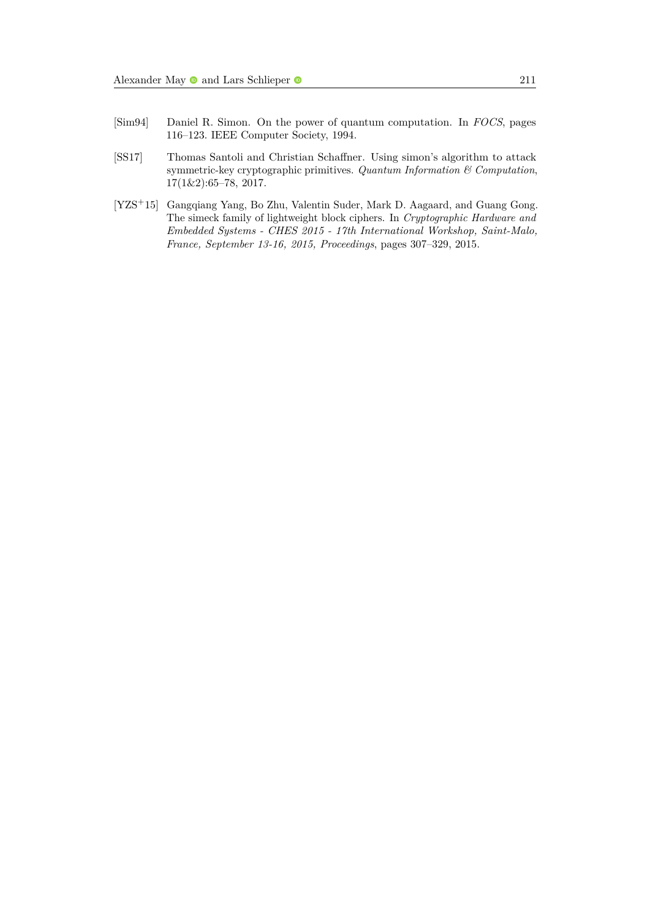[Sim94] Daniel R. Simon. On the power of quantum computation. In *FOCS*, pages 116–123. IEEE Computer Society, 1994.

[SS17] Thomas Santoli and Christian Schaffner. Using simon's algorithm to attack symmetric-key cryptographic primitives. *Quantum Information & Computation*, 17(1&2):65–78, 2017.

[YZS+15] Gangqiang Yang, Bo Zhu, Valentin Suder, Mark D. Aagaard, and Guang Gong. The simeck family of lightweight block ciphers. In *Cryptographic Hardware and Embedded Systems - CHES 2015 - 17th International Workshop, Saint-Malo, France, September 13-16, 2015, Proceedings*, pages 307–329, 2015.